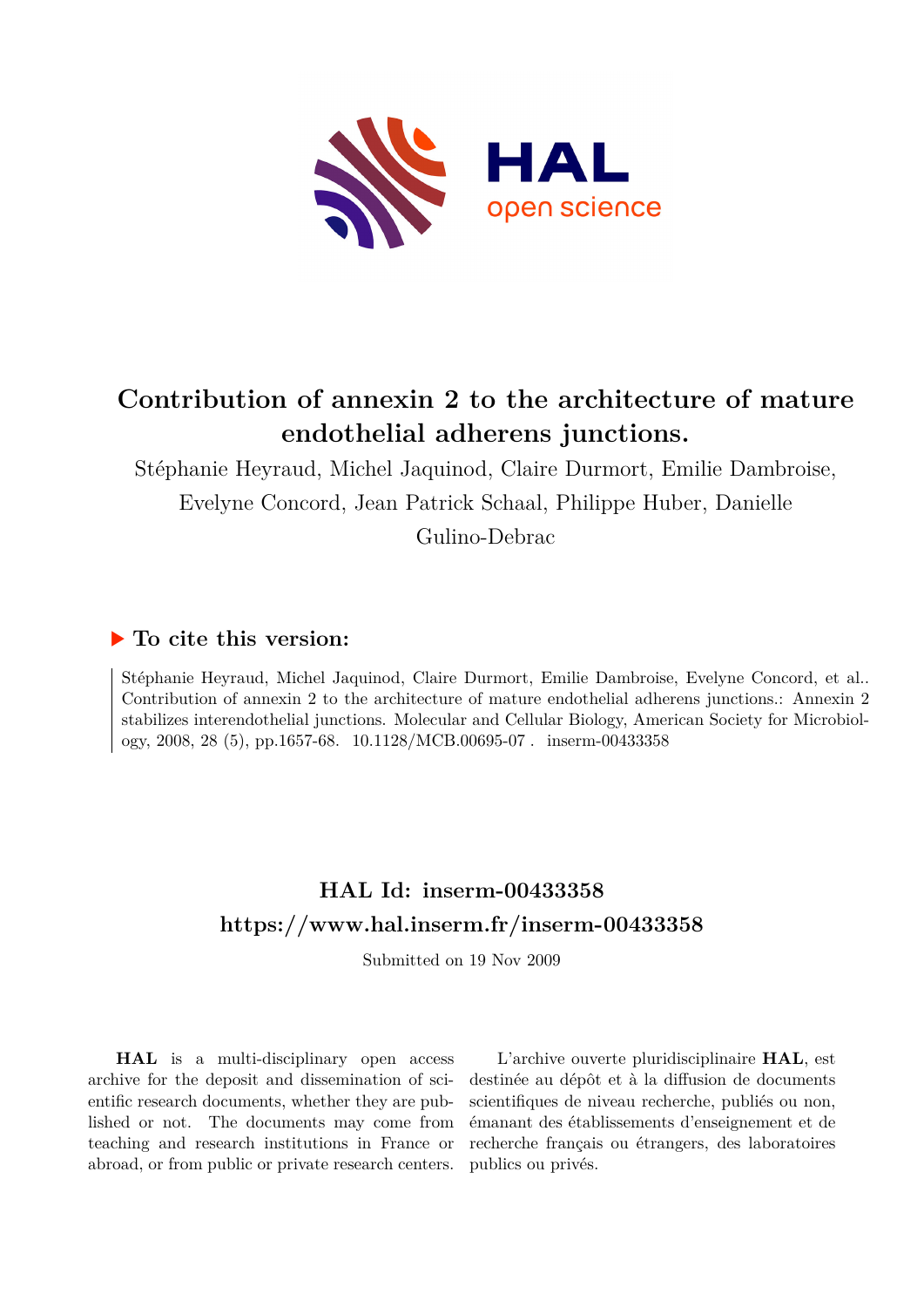# Contribution of annexin 2 to the architecture of mature endothelial adherens junctions.

Stéphanie Heyraud, Michel Jaquinod, Claire Durmort, Emilie Dambroise, Evelyne Concord, Jean Patrick Schaal, Philippe Huber, Danielle Gulino-Debrac

## ▶ To cite this version:

Stéphanie Heyraud, Michel Jaquinod, Claire Durmort, Emilie Dambroise, Evelyne Concord, et al.. Contribution of annexin 2 to the architecture of mature endothelial adherens junctions.: Annexin 2 stabilizes interendothelial junctions. Molecular and Cellular Biology, American Society for Microbiology, 2008, 28 (5), pp.1657-68. 10.1128/MCB.00695-07 . inserm-00433358

## HAL Id: inserm-00433358
## https://www.hal.inserm.fr/inserm-00433358

Submitted on 19 Nov 2009

**HAL** is a multi-disciplinary open access archive for the deposit and dissemination of scientific research documents, whether they are published or not. The documents may come from teaching and research institutions in France or abroad, or from public or private research centers.

L'archive ouverte pluridisciplinaire **HAL**, est destinée au dépôt et à la diffusion de documents scientifiques de niveau recherche, publiés ou non, émanant des établissements d'enseignement et de recherche français ou étrangers, des laboratoires publics ou privés.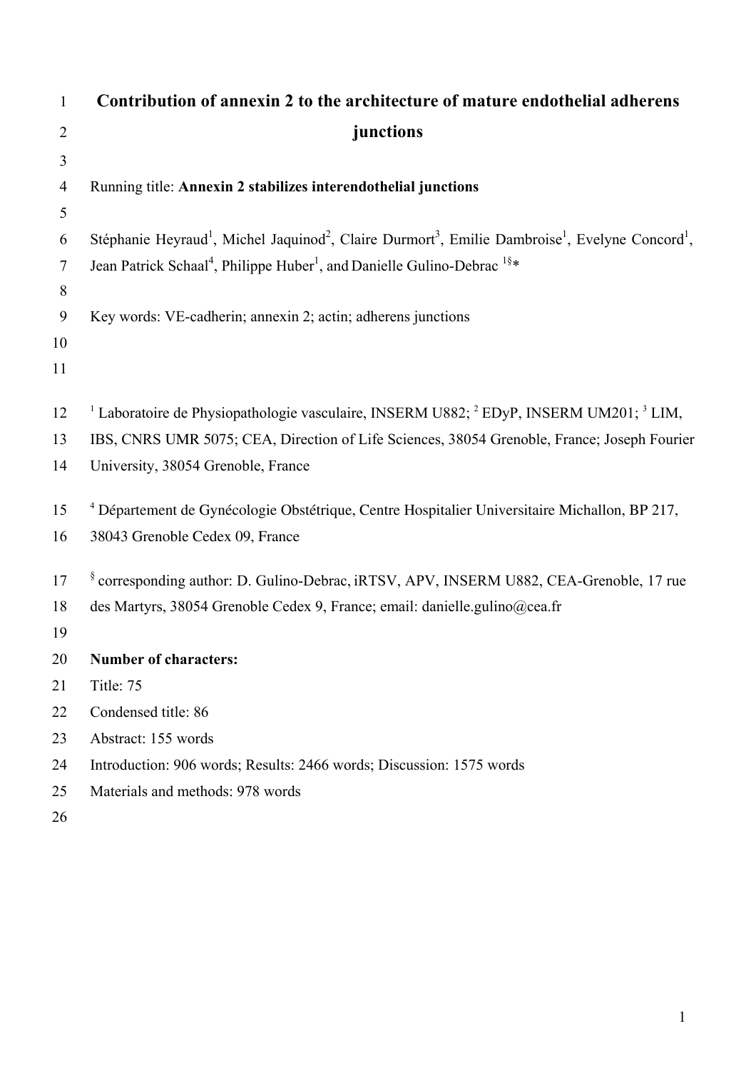# Contribution of annexin 2 to the architecture of mature endothelial adherens junctions

Running title: **Annexin 2 stabilizes interendothelial junctions**

Stéphanie Heyraud[1], Michel Jaquinod[2], Claire Durmort[3], Emilie Dambroise[1], Evelyne Concord[1], Jean Patrick Schaal[4], Philippe Huber[1], and Danielle Gulino-Debrac [1§]*

Key words: VE-cadherin; annexin 2; actin; adherens junctions

[1] Laboratoire de Physiopathologie vasculaire, INSERM U882; [2] EDyP, INSERM UM201; [3] LIM, IBS, CNRS UMR 5075; CEA, Direction of Life Sciences, 38054 Grenoble, France; Joseph Fourier University, 38054 Grenoble, France

[4] Département de Gynécologie Obstétrique, Centre Hospitalier Universitaire Michallon, BP 217, 38043 Grenoble Cedex 09, France

[§] corresponding author: D. Gulino-Debrac, iRTSV, APV, INSERM U882, CEA-Grenoble, 17 rue des Martyrs, 38054 Grenoble Cedex 9, France; email: danielle.gulino@cea.fr

**Number of characters:**

Title: 75

Condensed title: 86

Abstract: 155 words

Introduction: 906 words; Results: 2466 words; Discussion: 1575 words

Materials and methods: 978 words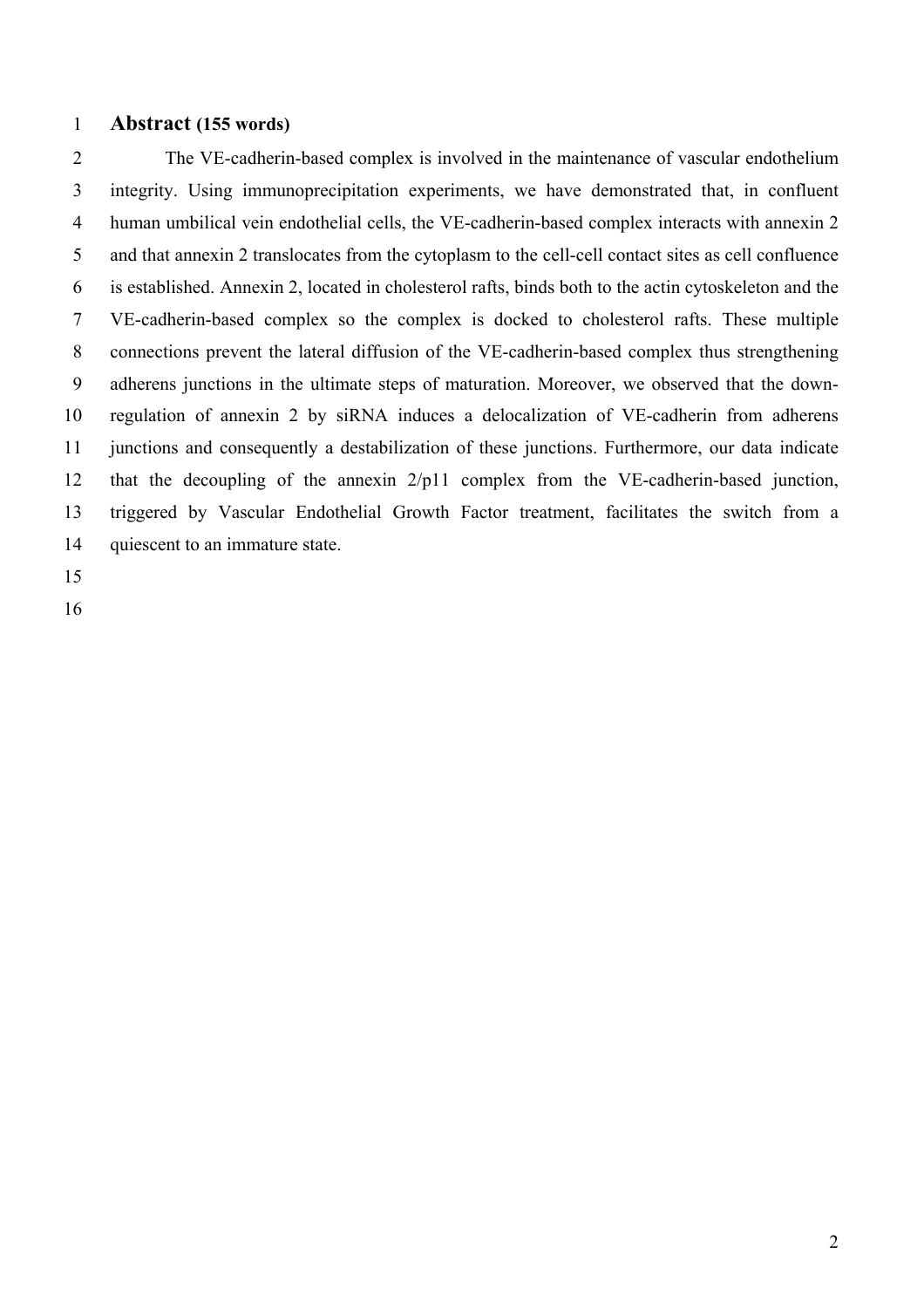# Abstract (155 words)

The VE-cadherin-based complex is involved in the maintenance of vascular endothelium integrity. Using immunoprecipitation experiments, we have demonstrated that, in confluent human umbilical vein endothelial cells, the VE-cadherin-based complex interacts with annexin 2 and that annexin 2 translocates from the cytoplasm to the cell-cell contact sites as cell confluence is established. Annexin 2, located in cholesterol rafts, binds both to the actin cytoskeleton and the VE-cadherin-based complex so the complex is docked to cholesterol rafts. These multiple connections prevent the lateral diffusion of the VE-cadherin-based complex thus strengthening adherens junctions in the ultimate steps of maturation. Moreover, we observed that the down-regulation of annexin 2 by siRNA induces a delocalization of VE-cadherin from adherens junctions and consequently a destabilization of these junctions. Furthermore, our data indicate that the decoupling of the annexin 2/p11 complex from the VE-cadherin-based junction, triggered by Vascular Endothelial Growth Factor treatment, facilitates the switch from a quiescent to an immature state.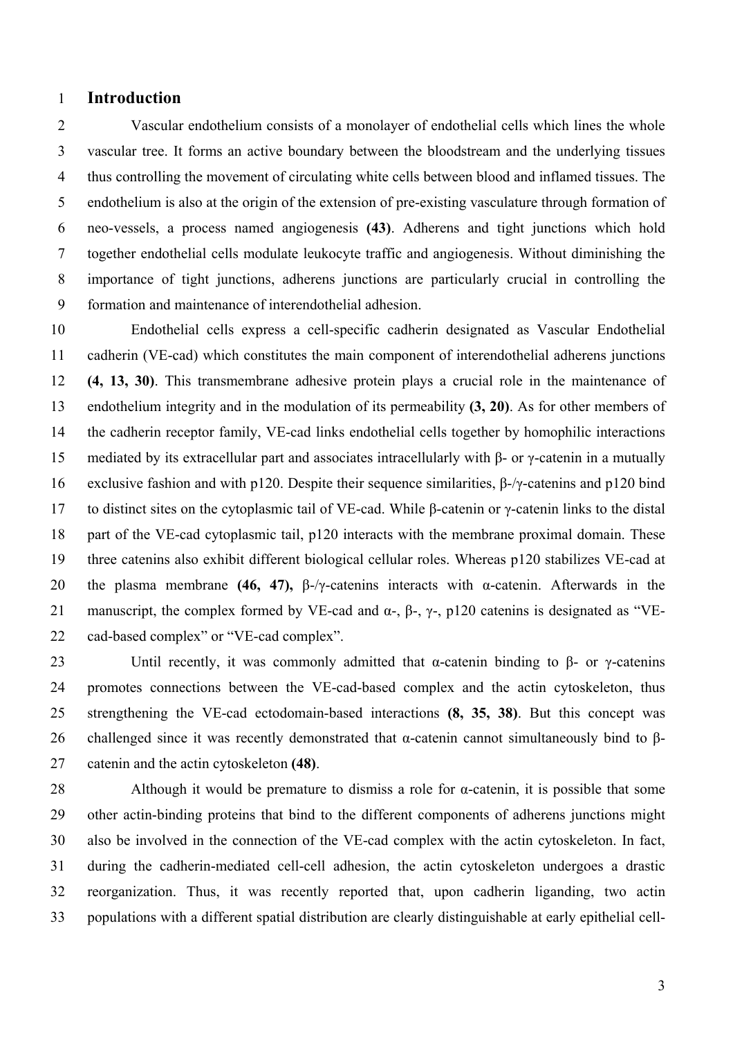# Introduction

Vascular endothelium consists of a monolayer of endothelial cells which lines the whole vascular tree. It forms an active boundary between the bloodstream and the underlying tissues thus controlling the movement of circulating white cells between blood and inflamed tissues. The endothelium is also at the origin of the extension of pre-existing vasculature through formation of neo-vessels, a process named angiogenesis **(43)**. Adherens and tight junctions which hold together endothelial cells modulate leukocyte traffic and angiogenesis. Without diminishing the importance of tight junctions, adherens junctions are particularly crucial in controlling the formation and maintenance of interendothelial adhesion.

Endothelial cells express a cell-specific cadherin designated as Vascular Endothelial cadherin (VE-cad) which constitutes the main component of interendothelial adherens junctions **(4, 13, 30)**. This transmembrane adhesive protein plays a crucial role in the maintenance of endothelium integrity and in the modulation of its permeability **(3, 20)**. As for other members of the cadherin receptor family, VE-cad links endothelial cells together by homophilic interactions mediated by its extracellular part and associates intracellularly with β- or γ-catenin in a mutually exclusive fashion and with p120. Despite their sequence similarities, β-/γ-catenins and p120 bind to distinct sites on the cytoplasmic tail of VE-cad. While β-catenin or γ-catenin links to the distal part of the VE-cad cytoplasmic tail, p120 interacts with the membrane proximal domain. These three catenins also exhibit different biological cellular roles. Whereas p120 stabilizes VE-cad at the plasma membrane **(46, 47),** β-/γ-catenins interacts with α-catenin. Afterwards in the manuscript, the complex formed by VE-cad and α-, β-, γ-, p120 catenins is designated as "VE-cad-based complex" or "VE-cad complex".

Until recently, it was commonly admitted that α-catenin binding to β- or γ-catenins promotes connections between the VE-cad-based complex and the actin cytoskeleton, thus strengthening the VE-cad ectodomain-based interactions **(8, 35, 38)**. But this concept was challenged since it was recently demonstrated that α-catenin cannot simultaneously bind to β-catenin and the actin cytoskeleton **(48)**.

Although it would be premature to dismiss a role for α-catenin, it is possible that some other actin-binding proteins that bind to the different components of adherens junctions might also be involved in the connection of the VE-cad complex with the actin cytoskeleton. In fact, during the cadherin-mediated cell-cell adhesion, the actin cytoskeleton undergoes a drastic reorganization. Thus, it was recently reported that, upon cadherin liganding, two actin populations with a different spatial distribution are clearly distinguishable at early epithelial cell-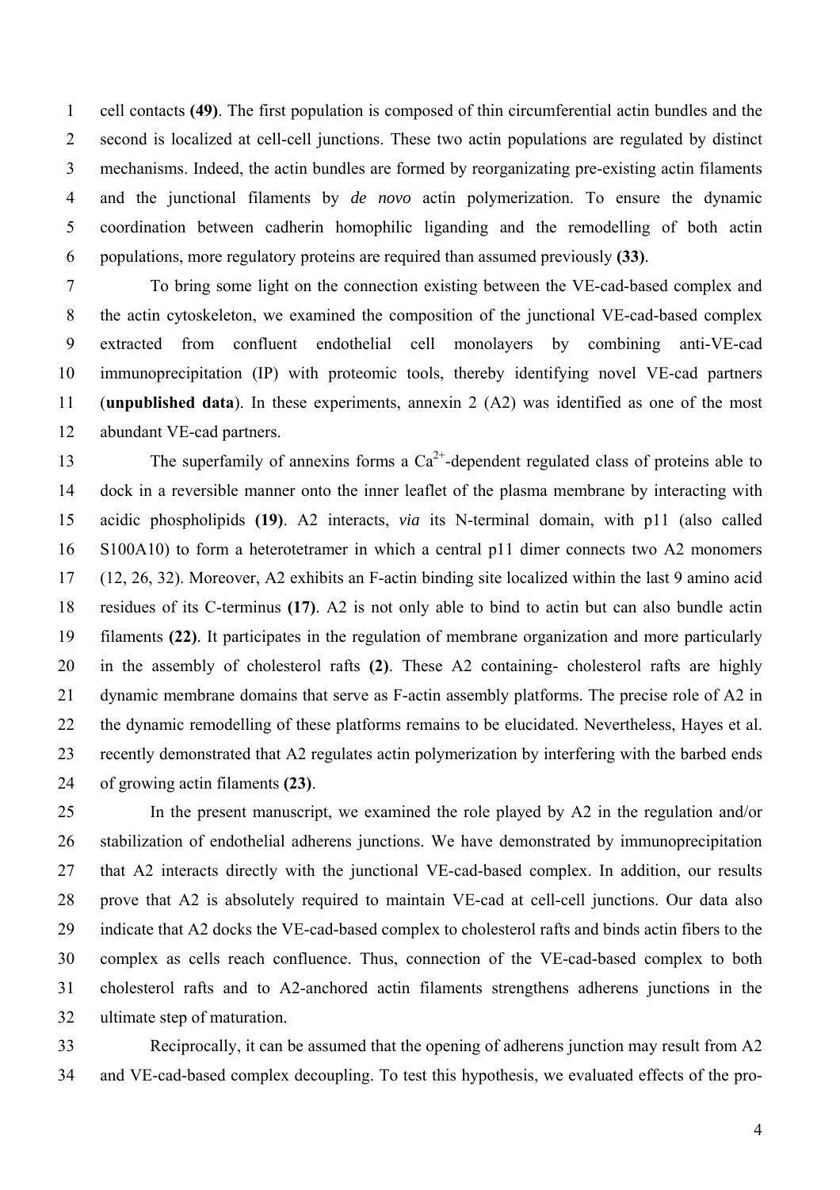cell contacts **(49)**. The first population is composed of thin circumferential actin bundles and the second is localized at cell-cell junctions. These two actin populations are regulated by distinct mechanisms. Indeed, the actin bundles are formed by reorganizating pre-existing actin filaments and the junctional filaments by *de novo* actin polymerization. To ensure the dynamic coordination between cadherin homophilic liganding and the remodelling of both actin populations, more regulatory proteins are required than assumed previously **(33)**.

To bring some light on the connection existing between the VE-cad-based complex and the actin cytoskeleton, we examined the composition of the junctional VE-cad-based complex extracted from confluent endothelial cell monolayers by combining anti-VE-cad immunoprecipitation (IP) with proteomic tools, thereby identifying novel VE-cad partners (**unpublished data**). In these experiments, annexin 2 (A2) was identified as one of the most abundant VE-cad partners.

The superfamily of annexins forms a $Ca^{2+}$-dependent regulated class of proteins able to dock in a reversible manner onto the inner leaflet of the plasma membrane by interacting with acidic phospholipids **(19)**. A2 interacts, *via* its N-terminal domain, with p11 (also called S100A10) to form a heterotetramer in which a central p11 dimer connects two A2 monomers (12, 26, 32). Moreover, A2 exhibits an F-actin binding site localized within the last 9 amino acid residues of its C-terminus **(17)**. A2 is not only able to bind to actin but can also bundle actin filaments **(22)**. It participates in the regulation of membrane organization and more particularly in the assembly of cholesterol rafts **(2)**. These A2 containing- cholesterol rafts are highly dynamic membrane domains that serve as F-actin assembly platforms. The precise role of A2 in the dynamic remodelling of these platforms remains to be elucidated. Nevertheless, Hayes et al. recently demonstrated that A2 regulates actin polymerization by interfering with the barbed ends of growing actin filaments **(23)**.

In the present manuscript, we examined the role played by A2 in the regulation and/or stabilization of endothelial adherens junctions. We have demonstrated by immunoprecipitation that A2 interacts directly with the junctional VE-cad-based complex. In addition, our results prove that A2 is absolutely required to maintain VE-cad at cell-cell junctions. Our data also indicate that A2 docks the VE-cad-based complex to cholesterol rafts and binds actin fibers to the complex as cells reach confluence. Thus, connection of the VE-cad-based complex to both cholesterol rafts and to A2-anchored actin filaments strengthens adherens junctions in the ultimate step of maturation.

Reciprocally, it can be assumed that the opening of adherens junction may result from A2 and VE-cad-based complex decoupling. To test this hypothesis, we evaluated effects of the pro-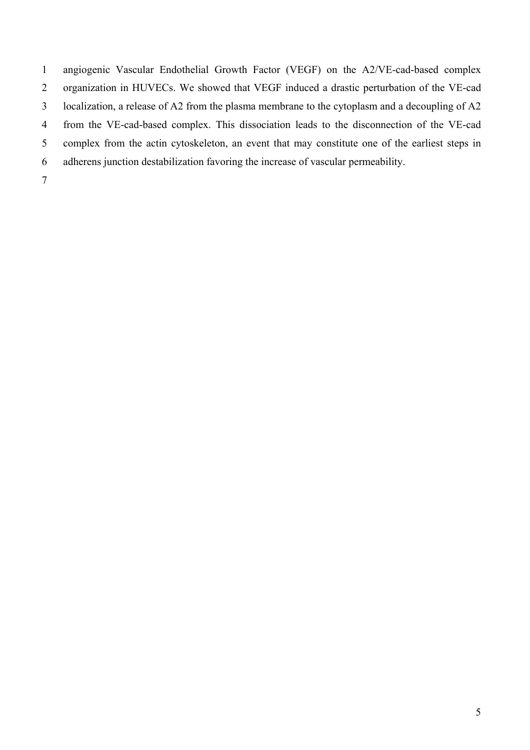angiogenic Vascular Endothelial Growth Factor (VEGF) on the A2/VE-cad-based complex organization in HUVECs. We showed that VEGF induced a drastic perturbation of the VE-cad localization, a release of A2 from the plasma membrane to the cytoplasm and a decoupling of A2 from the VE-cad-based complex. This dissociation leads to the disconnection of the VE-cad complex from the actin cytoskeleton, an event that may constitute one of the earliest steps in adherens junction destabilization favoring the increase of vascular permeability.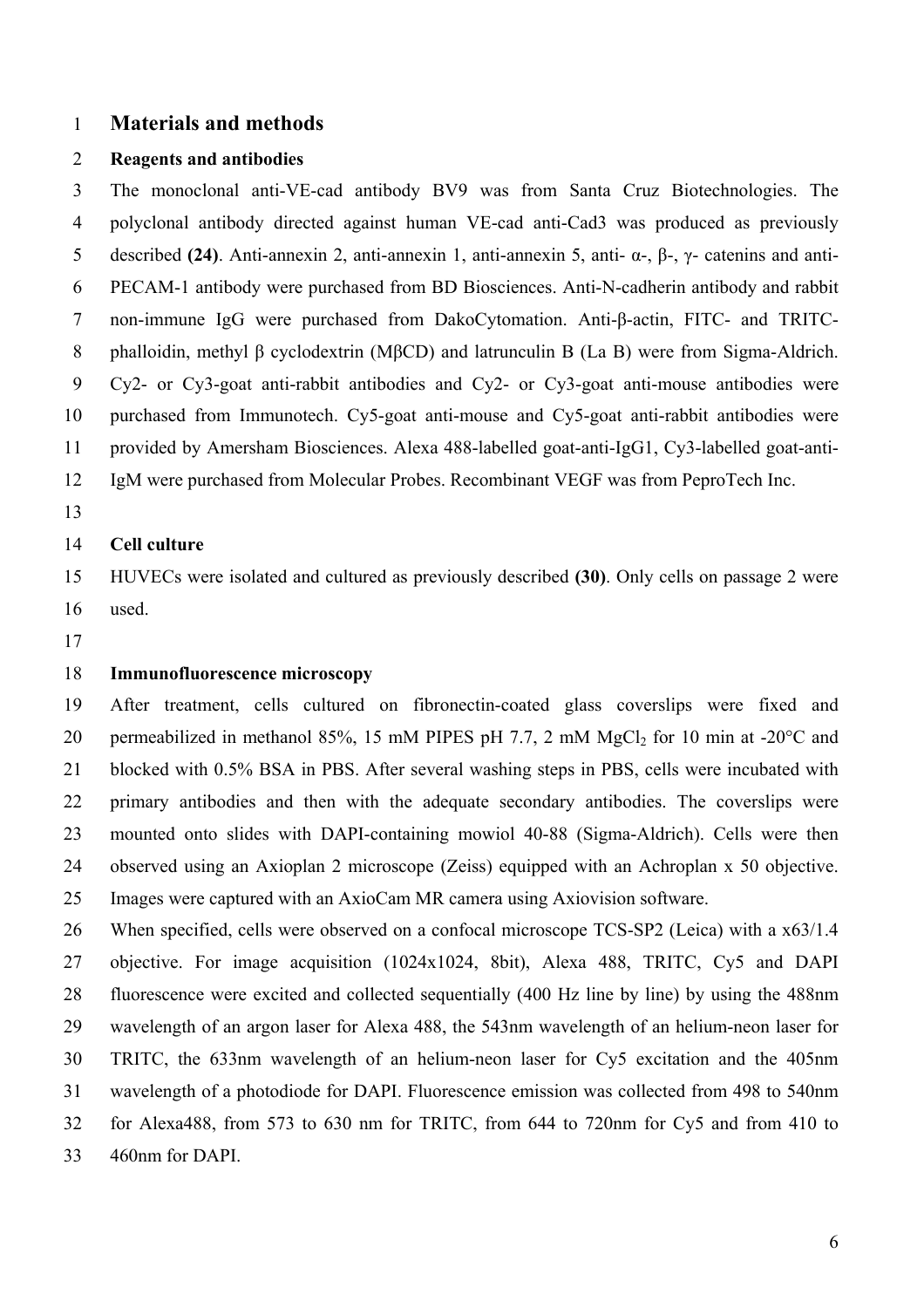# Materials and methods

## Reagents and antibodies

The monoclonal anti-VE-cad antibody BV9 was from Santa Cruz Biotechnologies. The polyclonal antibody directed against human VE-cad anti-Cad3 was produced as previously described **(24)**. Anti-annexin 2, anti-annexin 1, anti-annexin 5, anti- α-, β-, γ- catenins and anti-PECAM-1 antibody were purchased from BD Biosciences. Anti-N-cadherin antibody and rabbit non-immune IgG were purchased from DakoCytomation. Anti-β-actin, FITC- and TRITC-phalloidin, methyl β cyclodextrin (MβCD) and latrunculin B (La B) were from Sigma-Aldrich. Cy2- or Cy3-goat anti-rabbit antibodies and Cy2- or Cy3-goat anti-mouse antibodies were purchased from Immunotech. Cy5-goat anti-mouse and Cy5-goat anti-rabbit antibodies were provided by Amersham Biosciences. Alexa 488-labelled goat-anti-IgG1, Cy3-labelled goat-anti-IgM were purchased from Molecular Probes. Recombinant VEGF was from PeproTech Inc.

## Cell culture

HUVECs were isolated and cultured as previously described **(30)**. Only cells on passage 2 were used.

## Immunofluorescence microscopy

After treatment, cells cultured on fibronectin-coated glass coverslips were fixed and permeabilized in methanol 85%, 15 mM PIPES pH 7.7, 2 mM $MgCl_2$ for 10 min at -20°C and blocked with 0.5% BSA in PBS. After several washing steps in PBS, cells were incubated with primary antibodies and then with the adequate secondary antibodies. The coverslips were mounted onto slides with DAPI-containing mowiol 40-88 (Sigma-Aldrich). Cells were then observed using an Axioplan 2 microscope (Zeiss) equipped with an Achroplan x 50 objective. Images were captured with an AxioCam MR camera using Axiovision software.

When specified, cells were observed on a confocal microscope TCS-SP2 (Leica) with a x63/1.4 objective. For image acquisition (1024x1024, 8bit), Alexa 488, TRITC, Cy5 and DAPI fluorescence were excited and collected sequentially (400 Hz line by line) by using the 488nm wavelength of an argon laser for Alexa 488, the 543nm wavelength of an helium-neon laser for TRITC, the 633nm wavelength of an helium-neon laser for Cy5 excitation and the 405nm wavelength of a photodiode for DAPI. Fluorescence emission was collected from 498 to 540nm for Alexa488, from 573 to 630 nm for TRITC, from 644 to 720nm for Cy5 and from 410 to 460nm for DAPI.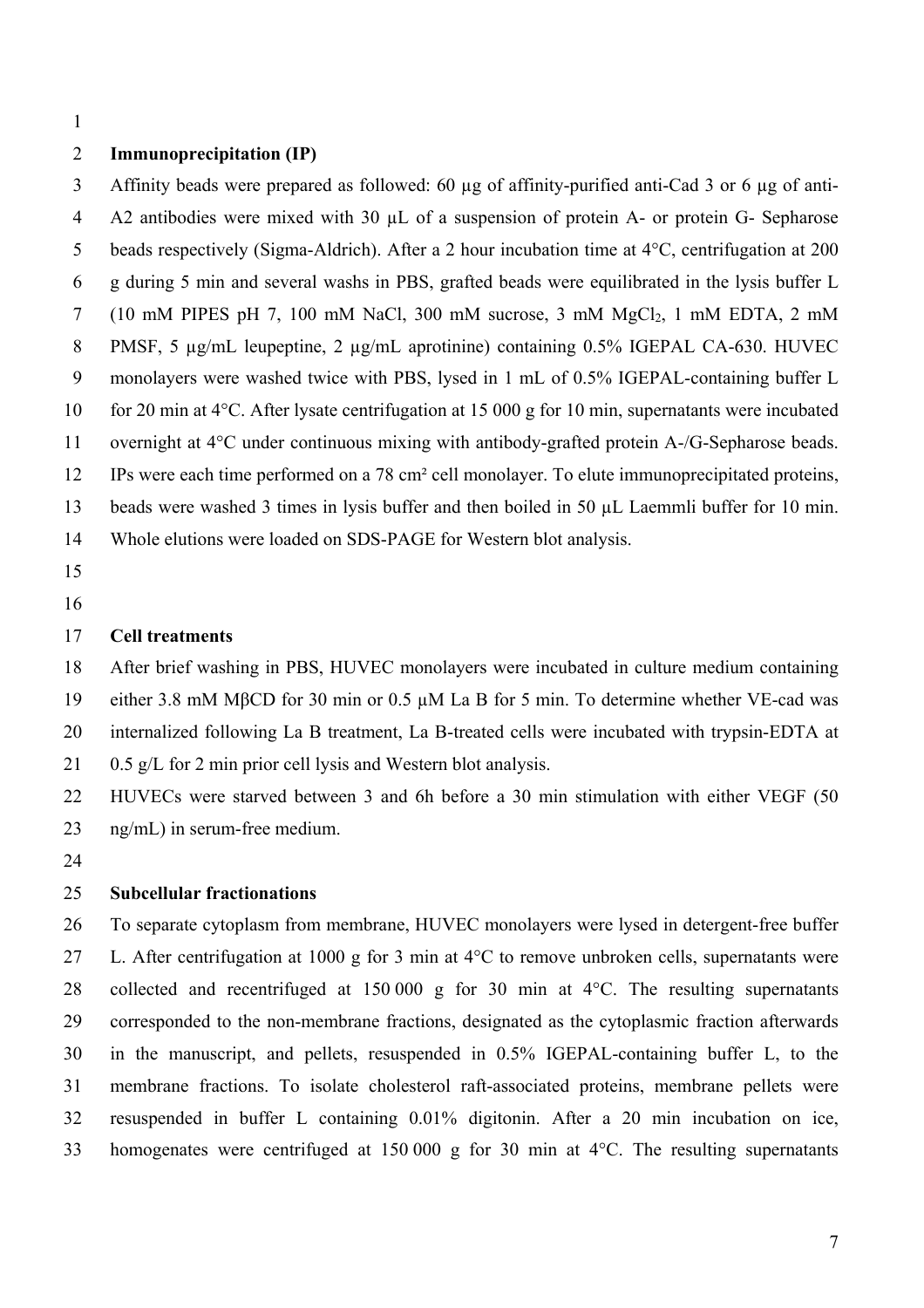**Immunoprecipitation (IP)**

Affinity beads were prepared as followed: 60 µg of affinity-purified anti-Cad 3 or 6 µg of anti-A2 antibodies were mixed with 30 µL of a suspension of protein A- or protein G- Sepharose beads respectively (Sigma-Aldrich). After a 2 hour incubation time at 4°C, centrifugation at 200 g during 5 min and several washs in PBS, grafted beads were equilibrated in the lysis buffer L (10 mM PIPES pH 7, 100 mM NaCl, 300 mM sucrose, 3 mM $MgCl_2$, 1 mM EDTA, 2 mM PMSF, 5 µg/mL leupeptine, 2 µg/mL aprotinine) containing 0.5% IGEPAL CA-630. HUVEC monolayers were washed twice with PBS, lysed in 1 mL of 0.5% IGEPAL-containing buffer L for 20 min at 4°C. After lysate centrifugation at 15 000 g for 10 min, supernatants were incubated overnight at 4°C under continuous mixing with antibody-grafted protein A-/G-Sepharose beads. IPs were each time performed on a 78 cm² cell monolayer. To elute immunoprecipitated proteins, beads were washed 3 times in lysis buffer and then boiled in 50 µL Laemmli buffer for 10 min. Whole elutions were loaded on SDS-PAGE for Western blot analysis.

**Cell treatments**

After brief washing in PBS, HUVEC monolayers were incubated in culture medium containing either 3.8 mM MβCD for 30 min or 0.5 µM La B for 5 min. To determine whether VE-cad was internalized following La B treatment, La B-treated cells were incubated with trypsin-EDTA at 0.5 g/L for 2 min prior cell lysis and Western blot analysis.

HUVECs were starved between 3 and 6h before a 30 min stimulation with either VEGF (50 ng/mL) in serum-free medium.

**Subcellular fractionations**

To separate cytoplasm from membrane, HUVEC monolayers were lysed in detergent-free buffer L. After centrifugation at 1000 g for 3 min at 4°C to remove unbroken cells, supernatants were collected and recentrifuged at 150 000 g for 30 min at 4°C. The resulting supernatants corresponded to the non-membrane fractions, designated as the cytoplasmic fraction afterwards in the manuscript, and pellets, resuspended in 0.5% IGEPAL-containing buffer L, to the membrane fractions. To isolate cholesterol raft-associated proteins, membrane pellets were resuspended in buffer L containing 0.01% digitonin. After a 20 min incubation on ice, homogenates were centrifuged at 150 000 g for 30 min at 4°C. The resulting supernatants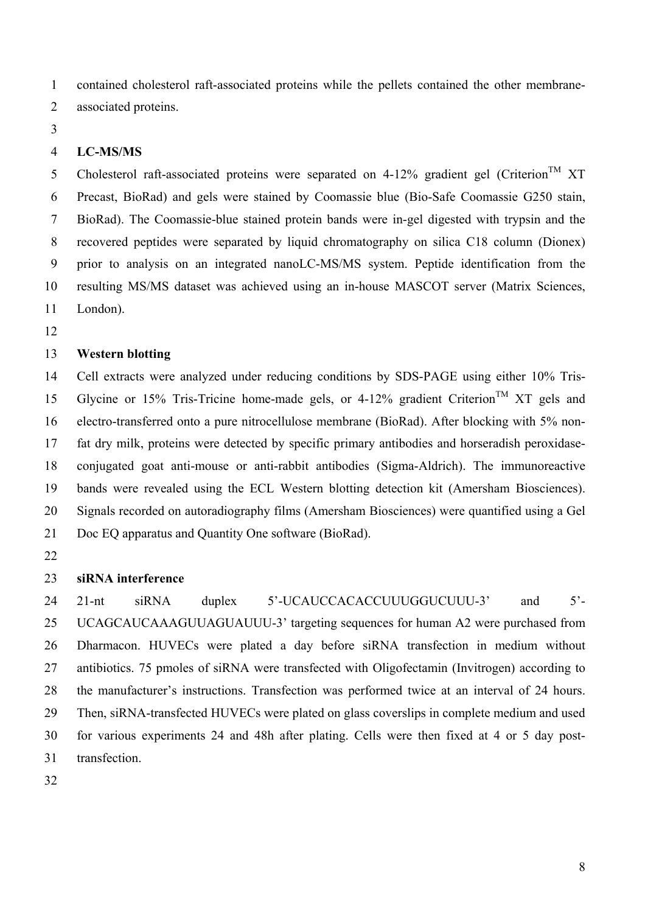contained cholesterol raft-associated proteins while the pellets contained the other membrane-associated proteins.

**LC-MS/MS**

Cholesterol raft-associated proteins were separated on 4-12% gradient gel (Criterion™ XT Precast, BioRad) and gels were stained by Coomassie blue (Bio-Safe Coomassie G250 stain, BioRad). The Coomassie-blue stained protein bands were in-gel digested with trypsin and the recovered peptides were separated by liquid chromatography on silica C18 column (Dionex) prior to analysis on an integrated nanoLC-MS/MS system. Peptide identification from the resulting MS/MS dataset was achieved using an in-house MASCOT server (Matrix Sciences, London).

**Western blotting**

Cell extracts were analyzed under reducing conditions by SDS-PAGE using either 10% Tris-Glycine or 15% Tris-Tricine home-made gels, or 4-12% gradient Criterion™ XT gels and electro-transferred onto a pure nitrocellulose membrane (BioRad). After blocking with 5% non-fat dry milk, proteins were detected by specific primary antibodies and horseradish peroxidase-conjugated goat anti-mouse or anti-rabbit antibodies (Sigma-Aldrich). The immunoreactive bands were revealed using the ECL Western blotting detection kit (Amersham Biosciences). Signals recorded on autoradiography films (Amersham Biosciences) were quantified using a Gel Doc EQ apparatus and Quantity One software (BioRad).

**siRNA interference**

21-nt siRNA duplex 5'-UCAUCCACACCUUUGGUCUUU-3' and 5'-UCAGCAUCAAAGUUAGUAUUU-3' targeting sequences for human A2 were purchased from Dharmacon. HUVECs were plated a day before siRNA transfection in medium without antibiotics. 75 pmoles of siRNA were transfected with Oligofectamin (Invitrogen) according to the manufacturer's instructions. Transfection was performed twice at an interval of 24 hours. Then, siRNA-transfected HUVECs were plated on glass coverslips in complete medium and used for various experiments 24 and 48h after plating. Cells were then fixed at 4 or 5 day post-transfection.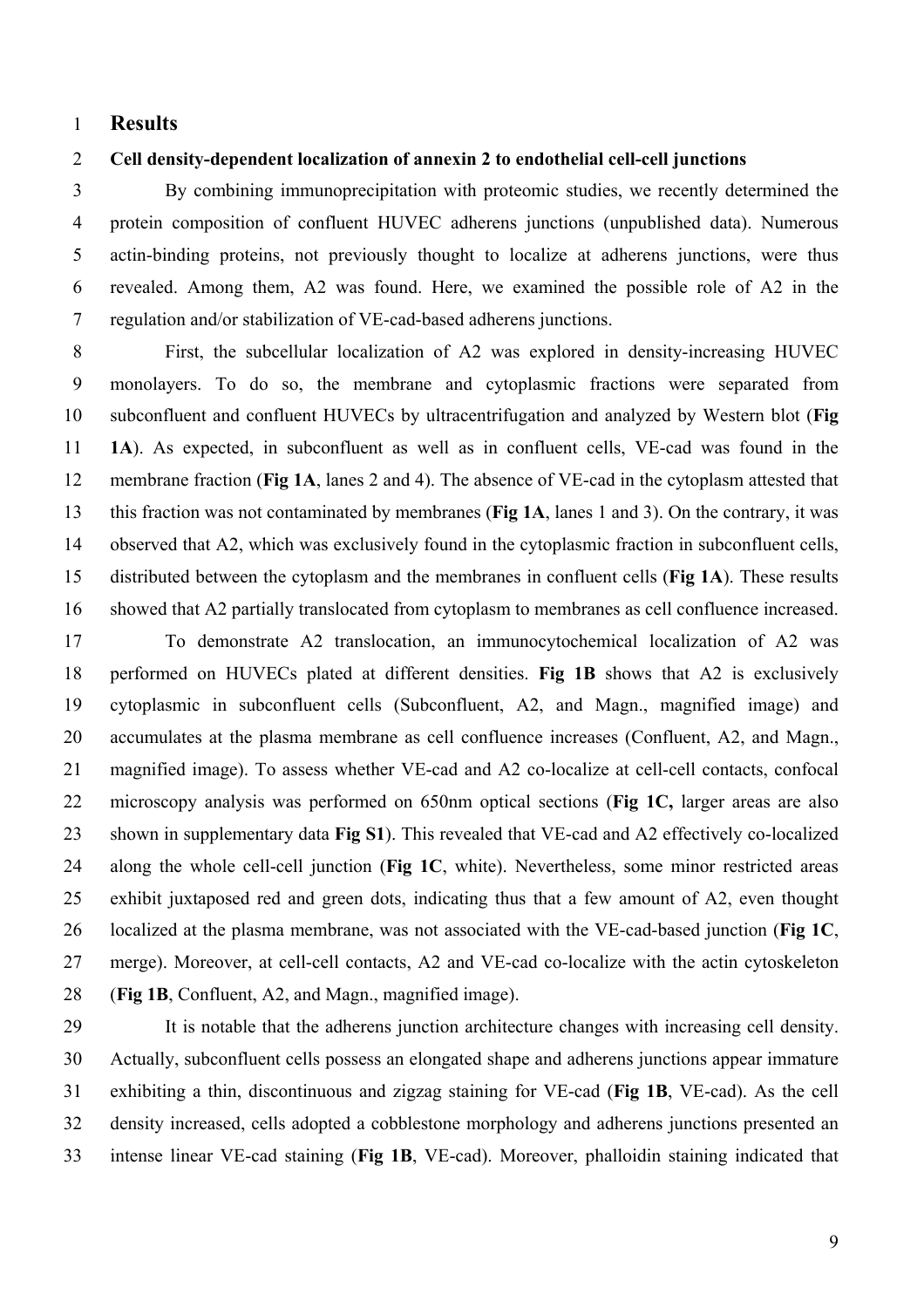# Results

## Cell density-dependent localization of annexin 2 to endothelial cell-cell junctions

By combining immunoprecipitation with proteomic studies, we recently determined the protein composition of confluent HUVEC adherens junctions (unpublished data). Numerous actin-binding proteins, not previously thought to localize at adherens junctions, were thus revealed. Among them, A2 was found. Here, we examined the possible role of A2 in the regulation and/or stabilization of VE-cad-based adherens junctions.

First, the subcellular localization of A2 was explored in density-increasing HUVEC monolayers. To do so, the membrane and cytoplasmic fractions were separated from subconfluent and confluent HUVECs by ultracentrifugation and analyzed by Western blot (**Fig 1A**). As expected, in subconfluent as well as in confluent cells, VE-cad was found in the membrane fraction (**Fig 1A**, lanes 2 and 4). The absence of VE-cad in the cytoplasm attested that this fraction was not contaminated by membranes (**Fig 1A**, lanes 1 and 3). On the contrary, it was observed that A2, which was exclusively found in the cytoplasmic fraction in subconfluent cells, distributed between the cytoplasm and the membranes in confluent cells (**Fig 1A**). These results showed that A2 partially translocated from cytoplasm to membranes as cell confluence increased.

To demonstrate A2 translocation, an immunocytochemical localization of A2 was performed on HUVECs plated at different densities. **Fig 1B** shows that A2 is exclusively cytoplasmic in subconfluent cells (Subconfluent, A2, and Magn., magnified image) and accumulates at the plasma membrane as cell confluence increases (Confluent, A2, and Magn., magnified image). To assess whether VE-cad and A2 co-localize at cell-cell contacts, confocal microscopy analysis was performed on 650nm optical sections (**Fig 1C,** larger areas are also shown in supplementary data **Fig S1**). This revealed that VE-cad and A2 effectively co-localized along the whole cell-cell junction (**Fig 1C**, white). Nevertheless, some minor restricted areas exhibit juxtaposed red and green dots, indicating thus that a few amount of A2, even thought localized at the plasma membrane, was not associated with the VE-cad-based junction (**Fig 1C**, merge). Moreover, at cell-cell contacts, A2 and VE-cad co-localize with the actin cytoskeleton (**Fig 1B**, Confluent, A2, and Magn., magnified image).

It is notable that the adherens junction architecture changes with increasing cell density. Actually, subconfluent cells possess an elongated shape and adherens junctions appear immature exhibiting a thin, discontinuous and zigzag staining for VE-cad (**Fig 1B**, VE-cad). As the cell density increased, cells adopted a cobblestone morphology and adherens junctions presented an intense linear VE-cad staining (**Fig 1B**, VE-cad). Moreover, phalloidin staining indicated that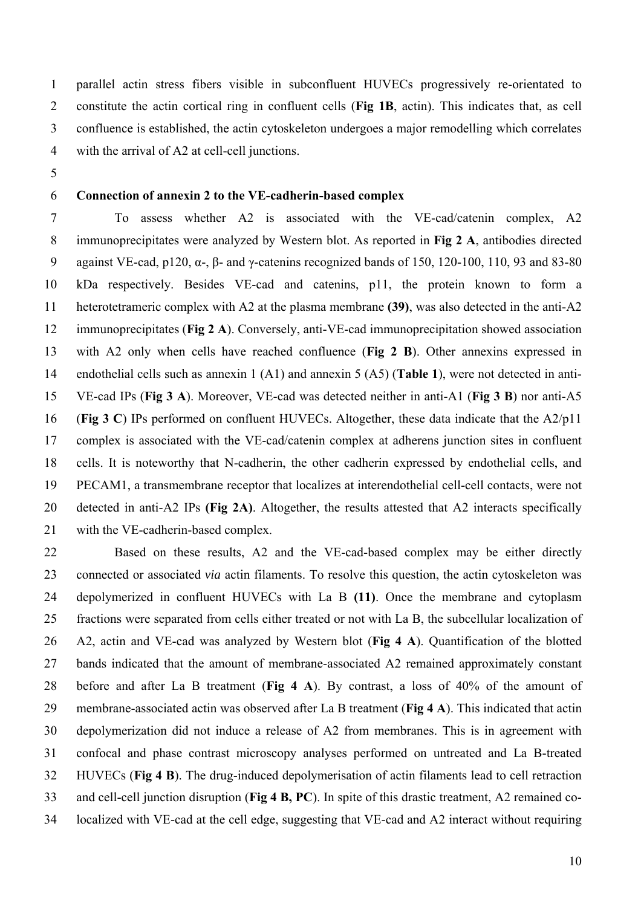parallel actin stress fibers visible in subconfluent HUVECs progressively re-orientated to constitute the actin cortical ring in confluent cells (**Fig 1B**, actin). This indicates that, as cell confluence is established, the actin cytoskeleton undergoes a major remodelling which correlates with the arrival of A2 at cell-cell junctions.

**Connection of annexin 2 to the VE-cadherin-based complex**

To assess whether A2 is associated with the VE-cad/catenin complex, A2 immunoprecipitates were analyzed by Western blot. As reported in **Fig 2 A**, antibodies directed against VE-cad, p120, α-, β- and γ-catenins recognized bands of 150, 120-100, 110, 93 and 83-80 kDa respectively. Besides VE-cad and catenins, p11, the protein known to form a heterotetrameric complex with A2 at the plasma membrane **(39)**, was also detected in the anti-A2 immunoprecipitates (**Fig 2 A**). Conversely, anti-VE-cad immunoprecipitation showed association with A2 only when cells have reached confluence (**Fig 2 B**). Other annexins expressed in endothelial cells such as annexin 1 (A1) and annexin 5 (A5) (**Table 1**), were not detected in anti-VE-cad IPs (**Fig 3 A**). Moreover, VE-cad was detected neither in anti-A1 (**Fig 3 B**) nor anti-A5 (**Fig 3 C**) IPs performed on confluent HUVECs. Altogether, these data indicate that the A2/p11 complex is associated with the VE-cad/catenin complex at adherens junction sites in confluent cells. It is noteworthy that N-cadherin, the other cadherin expressed by endothelial cells, and PECAM1, a transmembrane receptor that localizes at interendothelial cell-cell contacts, were not detected in anti-A2 IPs **(Fig 2A)**. Altogether, the results attested that A2 interacts specifically with the VE-cadherin-based complex.

Based on these results, A2 and the VE-cad-based complex may be either directly connected or associated *via* actin filaments. To resolve this question, the actin cytoskeleton was depolymerized in confluent HUVECs with La B **(11)**. Once the membrane and cytoplasm fractions were separated from cells either treated or not with La B, the subcellular localization of A2, actin and VE-cad was analyzed by Western blot (**Fig 4 A**). Quantification of the blotted bands indicated that the amount of membrane-associated A2 remained approximately constant before and after La B treatment (**Fig 4 A**). By contrast, a loss of 40% of the amount of membrane-associated actin was observed after La B treatment (**Fig 4 A**). This indicated that actin depolymerization did not induce a release of A2 from membranes. This is in agreement with confocal and phase contrast microscopy analyses performed on untreated and La B-treated HUVECs (**Fig 4 B**). The drug-induced depolymerisation of actin filaments lead to cell retraction and cell-cell junction disruption (**Fig 4 B, PC**). In spite of this drastic treatment, A2 remained co-localized with VE-cad at the cell edge, suggesting that VE-cad and A2 interact without requiring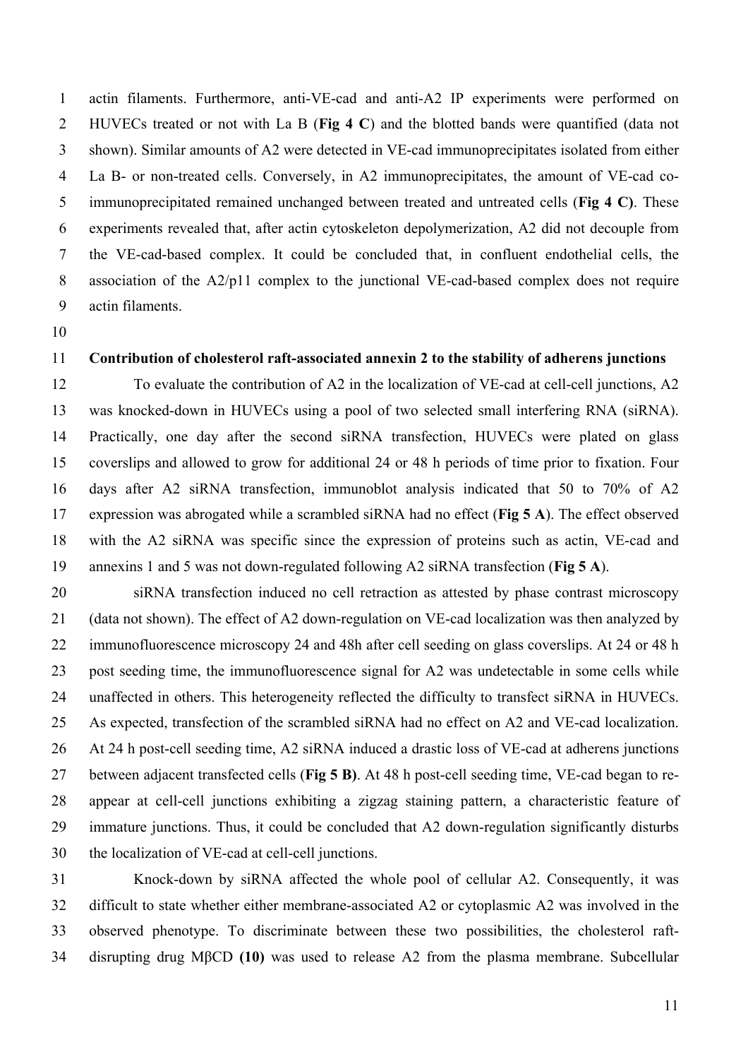actin filaments. Furthermore, anti-VE-cad and anti-A2 IP experiments were performed on HUVECs treated or not with La B (**Fig 4 C**) and the blotted bands were quantified (data not shown). Similar amounts of A2 were detected in VE-cad immunoprecipitates isolated from either La B- or non-treated cells. Conversely, in A2 immunoprecipitates, the amount of VE-cad co-immunoprecipitated remained unchanged between treated and untreated cells (**Fig 4 C)**. These experiments revealed that, after actin cytoskeleton depolymerization, A2 did not decouple from the VE-cad-based complex. It could be concluded that, in confluent endothelial cells, the association of the A2/p11 complex to the junctional VE-cad-based complex does not require actin filaments.

**Contribution of cholesterol raft-associated annexin 2 to the stability of adherens junctions**

To evaluate the contribution of A2 in the localization of VE-cad at cell-cell junctions, A2 was knocked-down in HUVECs using a pool of two selected small interfering RNA (siRNA). Practically, one day after the second siRNA transfection, HUVECs were plated on glass coverslips and allowed to grow for additional 24 or 48 h periods of time prior to fixation. Four days after A2 siRNA transfection, immunoblot analysis indicated that 50 to 70% of A2 expression was abrogated while a scrambled siRNA had no effect (**Fig 5 A**). The effect observed with the A2 siRNA was specific since the expression of proteins such as actin, VE-cad and annexins 1 and 5 was not down-regulated following A2 siRNA transfection (**Fig 5 A**).

siRNA transfection induced no cell retraction as attested by phase contrast microscopy (data not shown). The effect of A2 down-regulation on VE-cad localization was then analyzed by immunofluorescence microscopy 24 and 48h after cell seeding on glass coverslips. At 24 or 48 h post seeding time, the immunofluorescence signal for A2 was undetectable in some cells while unaffected in others. This heterogeneity reflected the difficulty to transfect siRNA in HUVECs. As expected, transfection of the scrambled siRNA had no effect on A2 and VE-cad localization. At 24 h post-cell seeding time, A2 siRNA induced a drastic loss of VE-cad at adherens junctions between adjacent transfected cells (**Fig 5 B)**. At 48 h post-cell seeding time, VE-cad began to re-appear at cell-cell junctions exhibiting a zigzag staining pattern, a characteristic feature of immature junctions. Thus, it could be concluded that A2 down-regulation significantly disturbs the localization of VE-cad at cell-cell junctions.

Knock-down by siRNA affected the whole pool of cellular A2. Consequently, it was difficult to state whether either membrane-associated A2 or cytoplasmic A2 was involved in the observed phenotype. To discriminate between these two possibilities, the cholesterol raft-disrupting drug MβCD **(10)** was used to release A2 from the plasma membrane. Subcellular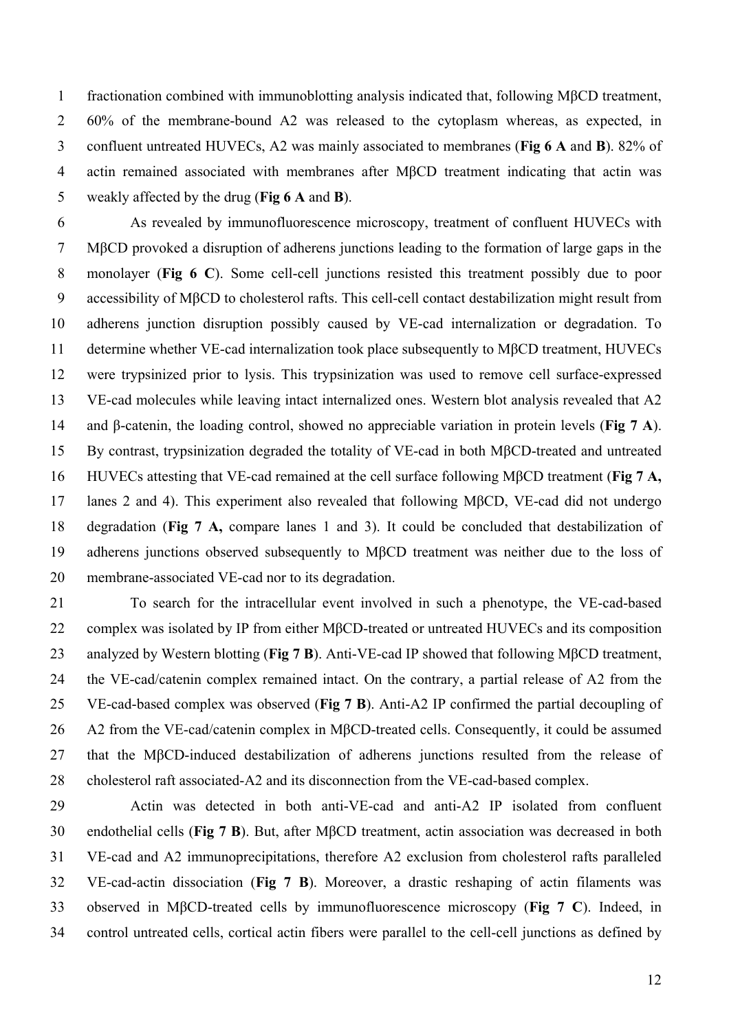fractionation combined with immunoblotting analysis indicated that, following MβCD treatment, 60% of the membrane-bound A2 was released to the cytoplasm whereas, as expected, in confluent untreated HUVECs, A2 was mainly associated to membranes (**Fig 6 A** and **B**). 82% of actin remained associated with membranes after MβCD treatment indicating that actin was weakly affected by the drug (**Fig 6 A** and **B**).

As revealed by immunofluorescence microscopy, treatment of confluent HUVECs with MβCD provoked a disruption of adherens junctions leading to the formation of large gaps in the monolayer (**Fig 6 C**). Some cell-cell junctions resisted this treatment possibly due to poor accessibility of MβCD to cholesterol rafts. This cell-cell contact destabilization might result from adherens junction disruption possibly caused by VE-cad internalization or degradation. To determine whether VE-cad internalization took place subsequently to MβCD treatment, HUVECs were trypsinized prior to lysis. This trypsinization was used to remove cell surface-expressed VE-cad molecules while leaving intact internalized ones. Western blot analysis revealed that A2 and β-catenin, the loading control, showed no appreciable variation in protein levels (**Fig 7 A**). By contrast, trypsinization degraded the totality of VE-cad in both MβCD-treated and untreated HUVECs attesting that VE-cad remained at the cell surface following MβCD treatment (**Fig 7 A,** lanes 2 and 4). This experiment also revealed that following MβCD, VE-cad did not undergo degradation (**Fig 7 A,** compare lanes 1 and 3). It could be concluded that destabilization of adherens junctions observed subsequently to MβCD treatment was neither due to the loss of membrane-associated VE-cad nor to its degradation.

To search for the intracellular event involved in such a phenotype, the VE-cad-based complex was isolated by IP from either MβCD-treated or untreated HUVECs and its composition analyzed by Western blotting (**Fig 7 B**). Anti-VE-cad IP showed that following MβCD treatment, the VE-cad/catenin complex remained intact. On the contrary, a partial release of A2 from the VE-cad-based complex was observed (**Fig 7 B**). Anti-A2 IP confirmed the partial decoupling of A2 from the VE-cad/catenin complex in MβCD-treated cells. Consequently, it could be assumed that the MβCD-induced destabilization of adherens junctions resulted from the release of cholesterol raft associated-A2 and its disconnection from the VE-cad-based complex.

Actin was detected in both anti-VE-cad and anti-A2 IP isolated from confluent endothelial cells (**Fig 7 B**). But, after MβCD treatment, actin association was decreased in both VE-cad and A2 immunoprecipitations, therefore A2 exclusion from cholesterol rafts paralleled VE-cad-actin dissociation (**Fig 7 B**). Moreover, a drastic reshaping of actin filaments was observed in MβCD-treated cells by immunofluorescence microscopy (**Fig 7 C**). Indeed, in control untreated cells, cortical actin fibers were parallel to the cell-cell junctions as defined by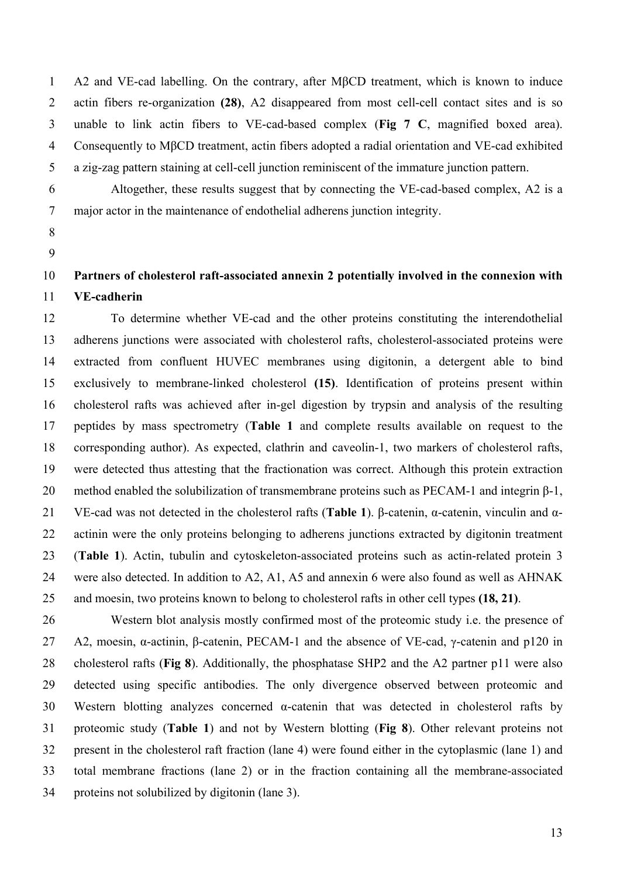A2 and VE-cad labelling. On the contrary, after MβCD treatment, which is known to induce actin fibers re-organization **(28)**, A2 disappeared from most cell-cell contact sites and is so unable to link actin fibers to VE-cad-based complex (**Fig 7 C**, magnified boxed area). Consequently to MβCD treatment, actin fibers adopted a radial orientation and VE-cad exhibited a zig-zag pattern staining at cell-cell junction reminiscent of the immature junction pattern.

Altogether, these results suggest that by connecting the VE-cad-based complex, A2 is a major actor in the maintenance of endothelial adherens junction integrity.

**Partners of cholesterol raft-associated annexin 2 potentially involved in the connexion with VE-cadherin**

To determine whether VE-cad and the other proteins constituting the interendothelial adherens junctions were associated with cholesterol rafts, cholesterol-associated proteins were extracted from confluent HUVEC membranes using digitonin, a detergent able to bind exclusively to membrane-linked cholesterol **(15)**. Identification of proteins present within cholesterol rafts was achieved after in-gel digestion by trypsin and analysis of the resulting peptides by mass spectrometry (**Table 1** and complete results available on request to the corresponding author). As expected, clathrin and caveolin-1, two markers of cholesterol rafts, were detected thus attesting that the fractionation was correct. Although this protein extraction method enabled the solubilization of transmembrane proteins such as PECAM-1 and integrin β-1, VE-cad was not detected in the cholesterol rafts (**Table 1**). β-catenin, α-catenin, vinculin and α-actinin were the only proteins belonging to adherens junctions extracted by digitonin treatment (**Table 1**). Actin, tubulin and cytoskeleton-associated proteins such as actin-related protein 3 were also detected. In addition to A2, A1, A5 and annexin 6 were also found as well as AHNAK and moesin, two proteins known to belong to cholesterol rafts in other cell types **(18, 21)**.

Western blot analysis mostly confirmed most of the proteomic study i.e. the presence of A2, moesin, α-actinin, β-catenin, PECAM-1 and the absence of VE-cad, γ-catenin and p120 in cholesterol rafts (**Fig 8**). Additionally, the phosphatase SHP2 and the A2 partner p11 were also detected using specific antibodies. The only divergence observed between proteomic and Western blotting analyzes concerned α-catenin that was detected in cholesterol rafts by proteomic study (**Table 1**) and not by Western blotting (**Fig 8**). Other relevant proteins not present in the cholesterol raft fraction (lane 4) were found either in the cytoplasmic (lane 1) and total membrane fractions (lane 2) or in the fraction containing all the membrane-associated proteins not solubilized by digitonin (lane 3).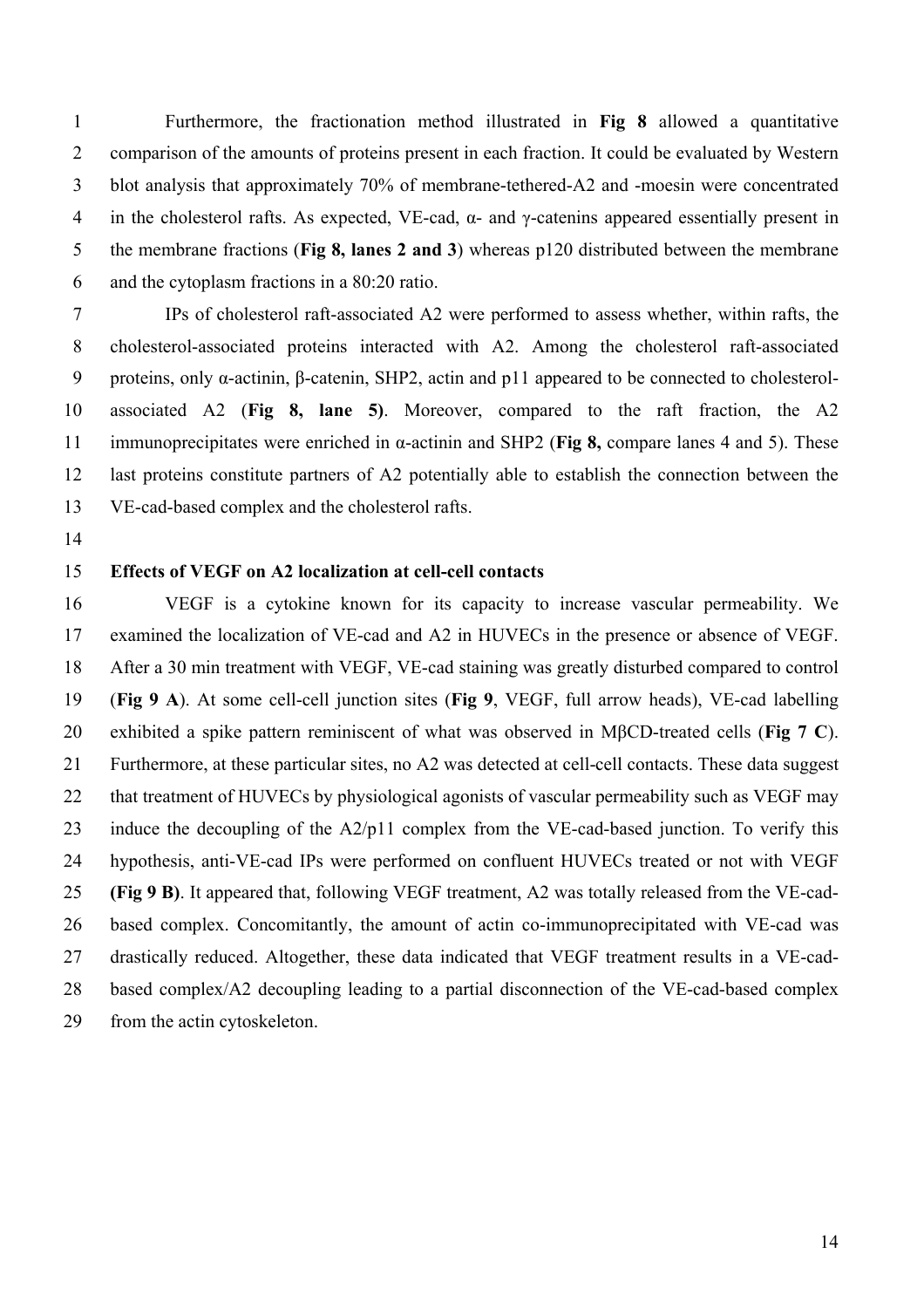Furthermore, the fractionation method illustrated in **Fig 8** allowed a quantitative comparison of the amounts of proteins present in each fraction. It could be evaluated by Western blot analysis that approximately 70% of membrane-tethered-A2 and -moesin were concentrated in the cholesterol rafts. As expected, VE-cad, α- and γ-catenins appeared essentially present in the membrane fractions (**Fig 8, lanes 2 and 3**) whereas p120 distributed between the membrane and the cytoplasm fractions in a 80:20 ratio.

IPs of cholesterol raft-associated A2 were performed to assess whether, within rafts, the cholesterol-associated proteins interacted with A2. Among the cholesterol raft-associated proteins, only α-actinin, β-catenin, SHP2, actin and p11 appeared to be connected to cholesterol-associated A2 (**Fig 8, lane 5)**. Moreover, compared to the raft fraction, the A2 immunoprecipitates were enriched in α-actinin and SHP2 (**Fig 8,** compare lanes 4 and 5). These last proteins constitute partners of A2 potentially able to establish the connection between the VE-cad-based complex and the cholesterol rafts.

**Effects of VEGF on A2 localization at cell-cell contacts**

VEGF is a cytokine known for its capacity to increase vascular permeability. We examined the localization of VE-cad and A2 in HUVECs in the presence or absence of VEGF. After a 30 min treatment with VEGF, VE-cad staining was greatly disturbed compared to control (**Fig 9 A**). At some cell-cell junction sites (**Fig 9**, VEGF, full arrow heads), VE-cad labelling exhibited a spike pattern reminiscent of what was observed in MβCD-treated cells (**Fig 7 C**). Furthermore, at these particular sites, no A2 was detected at cell-cell contacts. These data suggest that treatment of HUVECs by physiological agonists of vascular permeability such as VEGF may induce the decoupling of the A2/p11 complex from the VE-cad-based junction. To verify this hypothesis, anti-VE-cad IPs were performed on confluent HUVECs treated or not with VEGF **(Fig 9 B)**. It appeared that, following VEGF treatment, A2 was totally released from the VE-cad-based complex. Concomitantly, the amount of actin co-immunoprecipitated with VE-cad was drastically reduced. Altogether, these data indicated that VEGF treatment results in a VE-cad-based complex/A2 decoupling leading to a partial disconnection of the VE-cad-based complex from the actin cytoskeleton.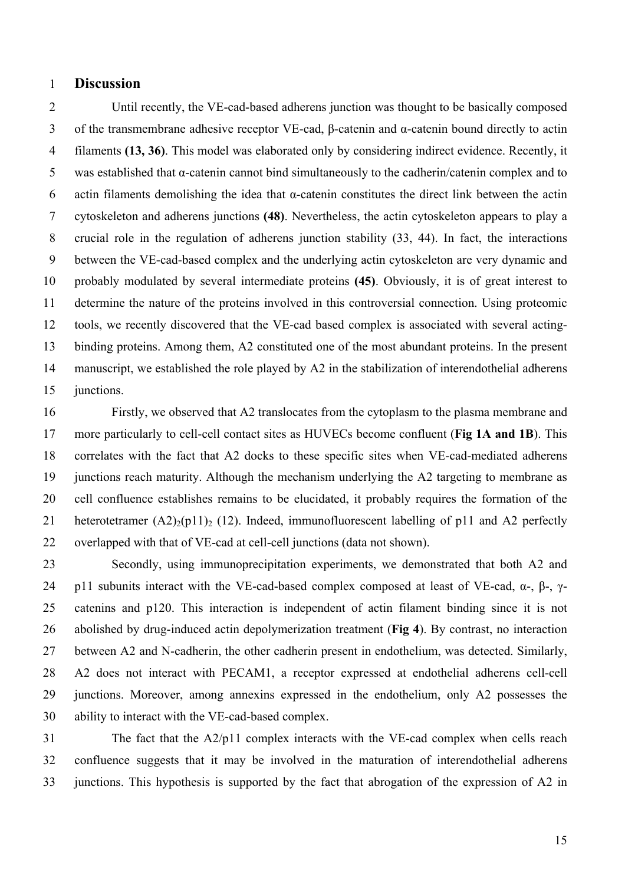## Discussion

Until recently, the VE-cad-based adherens junction was thought to be basically composed of the transmembrane adhesive receptor VE-cad, β-catenin and α-catenin bound directly to actin filaments **(13, 36)**. This model was elaborated only by considering indirect evidence. Recently, it was established that α-catenin cannot bind simultaneously to the cadherin/catenin complex and to actin filaments demolishing the idea that α-catenin constitutes the direct link between the actin cytoskeleton and adherens junctions **(48)**. Nevertheless, the actin cytoskeleton appears to play a crucial role in the regulation of adherens junction stability (33, 44). In fact, the interactions between the VE-cad-based complex and the underlying actin cytoskeleton are very dynamic and probably modulated by several intermediate proteins **(45)**. Obviously, it is of great interest to determine the nature of the proteins involved in this controversial connection. Using proteomic tools, we recently discovered that the VE-cad based complex is associated with several acting-binding proteins. Among them, A2 constituted one of the most abundant proteins. In the present manuscript, we established the role played by A2 in the stabilization of interendothelial adherens junctions.

Firstly, we observed that A2 translocates from the cytoplasm to the plasma membrane and more particularly to cell-cell contact sites as HUVECs become confluent (**Fig 1A and 1B**). This correlates with the fact that A2 docks to these specific sites when VE-cad-mediated adherens junctions reach maturity. Although the mechanism underlying the A2 targeting to membrane as cell confluence establishes remains to be elucidated, it probably requires the formation of the heterotetramer $(A2)_2(p11)_2$ (12). Indeed, immunofluorescent labelling of p11 and A2 perfectly overlapped with that of VE-cad at cell-cell junctions (data not shown).

Secondly, using immunoprecipitation experiments, we demonstrated that both A2 and p11 subunits interact with the VE-cad-based complex composed at least of VE-cad, α-, β-, γ-catenins and p120. This interaction is independent of actin filament binding since it is not abolished by drug-induced actin depolymerization treatment (**Fig 4**). By contrast, no interaction between A2 and N-cadherin, the other cadherin present in endothelium, was detected. Similarly, A2 does not interact with PECAM1, a receptor expressed at endothelial adherens cell-cell junctions. Moreover, among annexins expressed in the endothelium, only A2 possesses the ability to interact with the VE-cad-based complex.

The fact that the A2/p11 complex interacts with the VE-cad complex when cells reach confluence suggests that it may be involved in the maturation of interendothelial adherens junctions. This hypothesis is supported by the fact that abrogation of the expression of A2 in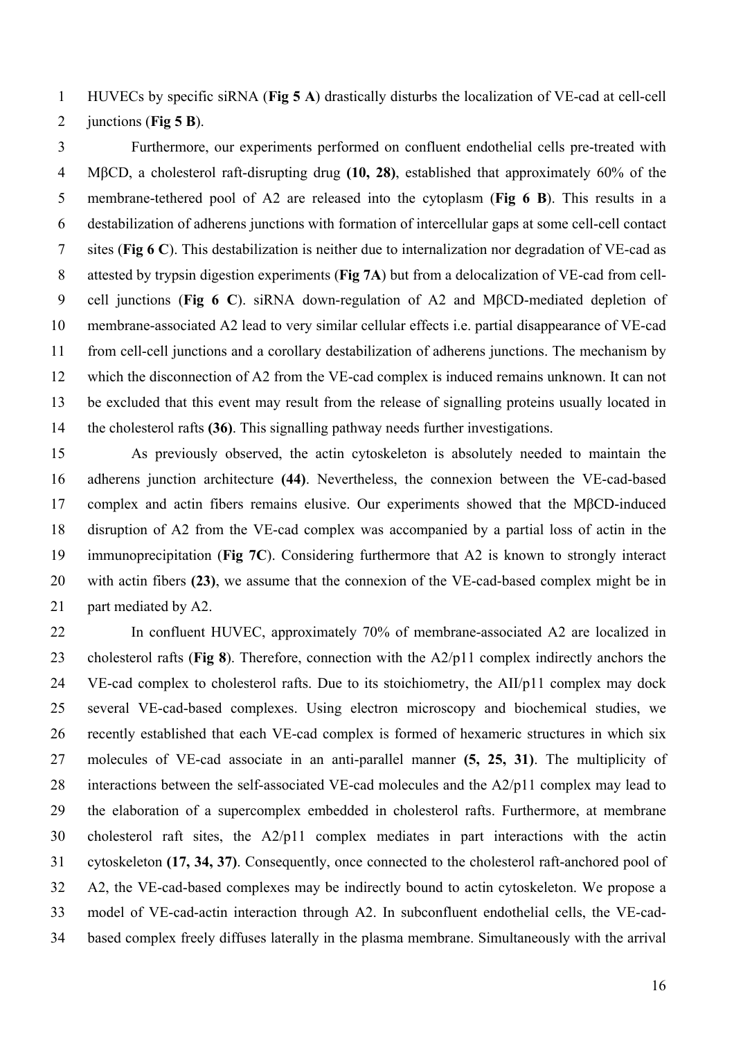HUVECs by specific siRNA (**Fig 5 A**) drastically disturbs the localization of VE-cad at cell-cell junctions (**Fig 5 B**).

Furthermore, our experiments performed on confluent endothelial cells pre-treated with MβCD, a cholesterol raft-disrupting drug **(10, 28)**, established that approximately 60% of the membrane-tethered pool of A2 are released into the cytoplasm (**Fig 6 B**). This results in a destabilization of adherens junctions with formation of intercellular gaps at some cell-cell contact sites (**Fig 6 C**). This destabilization is neither due to internalization nor degradation of VE-cad as attested by trypsin digestion experiments (**Fig 7A**) but from a delocalization of VE-cad from cell-cell junctions (**Fig 6 C**). siRNA down-regulation of A2 and MβCD-mediated depletion of membrane-associated A2 lead to very similar cellular effects i.e. partial disappearance of VE-cad from cell-cell junctions and a corollary destabilization of adherens junctions. The mechanism by which the disconnection of A2 from the VE-cad complex is induced remains unknown. It can not be excluded that this event may result from the release of signalling proteins usually located in the cholesterol rafts **(36)**. This signalling pathway needs further investigations.

As previously observed, the actin cytoskeleton is absolutely needed to maintain the adherens junction architecture **(44)**. Nevertheless, the connexion between the VE-cad-based complex and actin fibers remains elusive. Our experiments showed that the MβCD-induced disruption of A2 from the VE-cad complex was accompanied by a partial loss of actin in the immunoprecipitation (**Fig 7C**). Considering furthermore that A2 is known to strongly interact with actin fibers **(23)**, we assume that the connexion of the VE-cad-based complex might be in part mediated by A2.

In confluent HUVEC, approximately 70% of membrane-associated A2 are localized in cholesterol rafts (**Fig 8**). Therefore, connection with the A2/p11 complex indirectly anchors the VE-cad complex to cholesterol rafts. Due to its stoichiometry, the AII/p11 complex may dock several VE-cad-based complexes. Using electron microscopy and biochemical studies, we recently established that each VE-cad complex is formed of hexameric structures in which six molecules of VE-cad associate in an anti-parallel manner **(5, 25, 31)**. The multiplicity of interactions between the self-associated VE-cad molecules and the A2/p11 complex may lead to the elaboration of a supercomplex embedded in cholesterol rafts. Furthermore, at membrane cholesterol raft sites, the A2/p11 complex mediates in part interactions with the actin cytoskeleton **(17, 34, 37)**. Consequently, once connected to the cholesterol raft-anchored pool of A2, the VE-cad-based complexes may be indirectly bound to actin cytoskeleton. We propose a model of VE-cad-actin interaction through A2. In subconfluent endothelial cells, the VE-cad-based complex freely diffuses laterally in the plasma membrane. Simultaneously with the arrival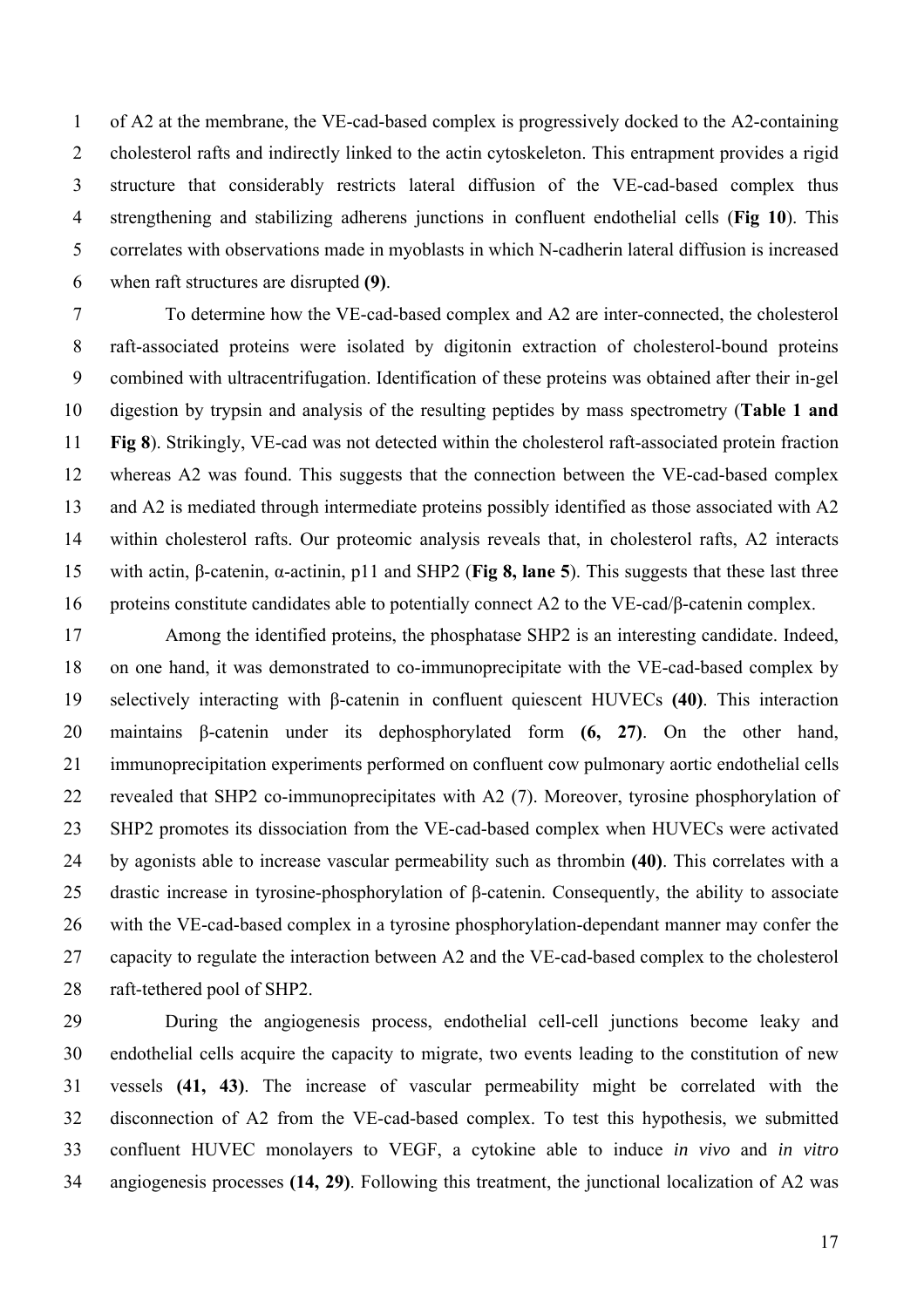of A2 at the membrane, the VE-cad-based complex is progressively docked to the A2-containing cholesterol rafts and indirectly linked to the actin cytoskeleton. This entrapment provides a rigid structure that considerably restricts lateral diffusion of the VE-cad-based complex thus strengthening and stabilizing adherens junctions in confluent endothelial cells (**Fig 10**). This correlates with observations made in myoblasts in which N-cadherin lateral diffusion is increased when raft structures are disrupted **(9)**.

To determine how the VE-cad-based complex and A2 are inter-connected, the cholesterol raft-associated proteins were isolated by digitonin extraction of cholesterol-bound proteins combined with ultracentrifugation. Identification of these proteins was obtained after their in-gel digestion by trypsin and analysis of the resulting peptides by mass spectrometry (**Table 1 and Fig 8**). Strikingly, VE-cad was not detected within the cholesterol raft-associated protein fraction whereas A2 was found. This suggests that the connection between the VE-cad-based complex and A2 is mediated through intermediate proteins possibly identified as those associated with A2 within cholesterol rafts. Our proteomic analysis reveals that, in cholesterol rafts, A2 interacts with actin, β-catenin, α-actinin, p11 and SHP2 (**Fig 8, lane 5**). This suggests that these last three proteins constitute candidates able to potentially connect A2 to the VE-cad/β-catenin complex.

Among the identified proteins, the phosphatase SHP2 is an interesting candidate. Indeed, on one hand, it was demonstrated to co-immunoprecipitate with the VE-cad-based complex by selectively interacting with β-catenin in confluent quiescent HUVECs **(40)**. This interaction maintains β-catenin under its dephosphorylated form **(6, 27)**. On the other hand, immunoprecipitation experiments performed on confluent cow pulmonary aortic endothelial cells revealed that SHP2 co-immunoprecipitates with A2 (7). Moreover, tyrosine phosphorylation of SHP2 promotes its dissociation from the VE-cad-based complex when HUVECs were activated by agonists able to increase vascular permeability such as thrombin **(40)**. This correlates with a drastic increase in tyrosine-phosphorylation of β-catenin. Consequently, the ability to associate with the VE-cad-based complex in a tyrosine phosphorylation-dependant manner may confer the capacity to regulate the interaction between A2 and the VE-cad-based complex to the cholesterol raft-tethered pool of SHP2.

During the angiogenesis process, endothelial cell-cell junctions become leaky and endothelial cells acquire the capacity to migrate, two events leading to the constitution of new vessels **(41, 43)**. The increase of vascular permeability might be correlated with the disconnection of A2 from the VE-cad-based complex. To test this hypothesis, we submitted confluent HUVEC monolayers to VEGF, a cytokine able to induce *in vivo* and *in vitro* angiogenesis processes **(14, 29)**. Following this treatment, the junctional localization of A2 was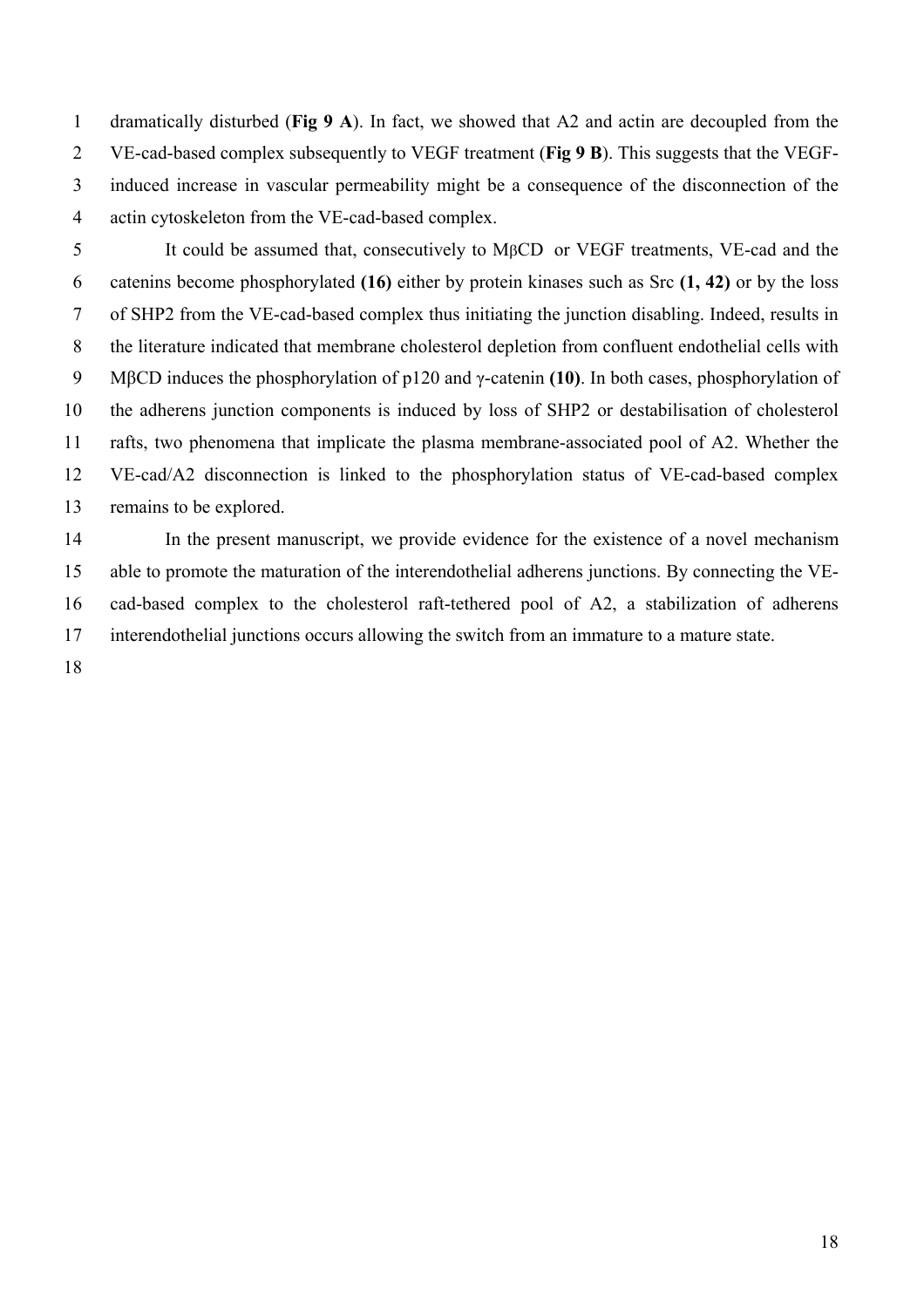dramatically disturbed (**Fig 9 A**). In fact, we showed that A2 and actin are decoupled from the VE-cad-based complex subsequently to VEGF treatment (**Fig 9 B**). This suggests that the VEGF-induced increase in vascular permeability might be a consequence of the disconnection of the actin cytoskeleton from the VE-cad-based complex.

It could be assumed that, consecutively to MβCD or VEGF treatments, VE-cad and the catenins become phosphorylated **(16)** either by protein kinases such as Src **(1, 42)** or by the loss of SHP2 from the VE-cad-based complex thus initiating the junction disabling. Indeed, results in the literature indicated that membrane cholesterol depletion from confluent endothelial cells with MβCD induces the phosphorylation of p120 and γ-catenin **(10)**. In both cases, phosphorylation of the adherens junction components is induced by loss of SHP2 or destabilisation of cholesterol rafts, two phenomena that implicate the plasma membrane-associated pool of A2. Whether the VE-cad/A2 disconnection is linked to the phosphorylation status of VE-cad-based complex remains to be explored.

In the present manuscript, we provide evidence for the existence of a novel mechanism able to promote the maturation of the interendothelial adherens junctions. By connecting the VE-cad-based complex to the cholesterol raft-tethered pool of A2, a stabilization of adherens interendothelial junctions occurs allowing the switch from an immature to a mature state.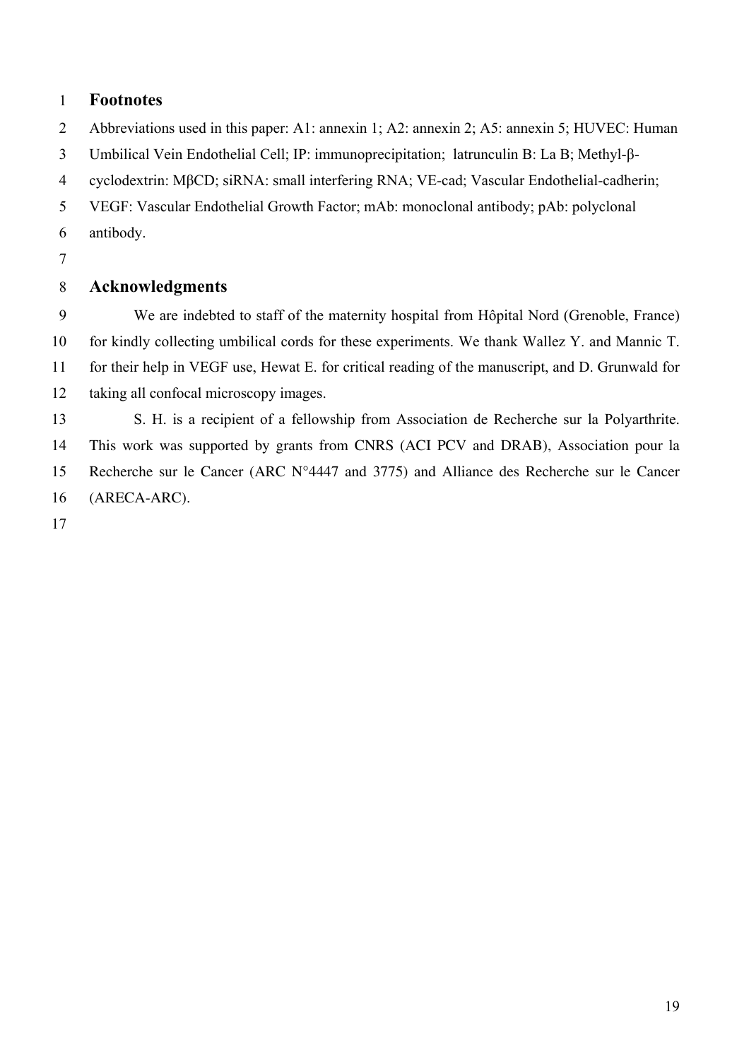## Footnotes

Abbreviations used in this paper: A1: annexin 1; A2: annexin 2; A5: annexin 5; HUVEC: Human Umbilical Vein Endothelial Cell; IP: immunoprecipitation; latrunculin B: La B; Methyl-β-cyclodextrin: MβCD; siRNA: small interfering RNA; VE-cad; Vascular Endothelial-cadherin; VEGF: Vascular Endothelial Growth Factor; mAb: monoclonal antibody; pAb: polyclonal antibody.

## Acknowledgments

We are indebted to staff of the maternity hospital from Hôpital Nord (Grenoble, France) for kindly collecting umbilical cords for these experiments. We thank Wallez Y. and Mannic T. for their help in VEGF use, Hewat E. for critical reading of the manuscript, and D. Grunwald for taking all confocal microscopy images.

S. H. is a recipient of a fellowship from Association de Recherche sur la Polyarthrite. This work was supported by grants from CNRS (ACI PCV and DRAB), Association pour la Recherche sur le Cancer (ARC N°4447 and 3775) and Alliance des Recherche sur le Cancer (ARECA-ARC).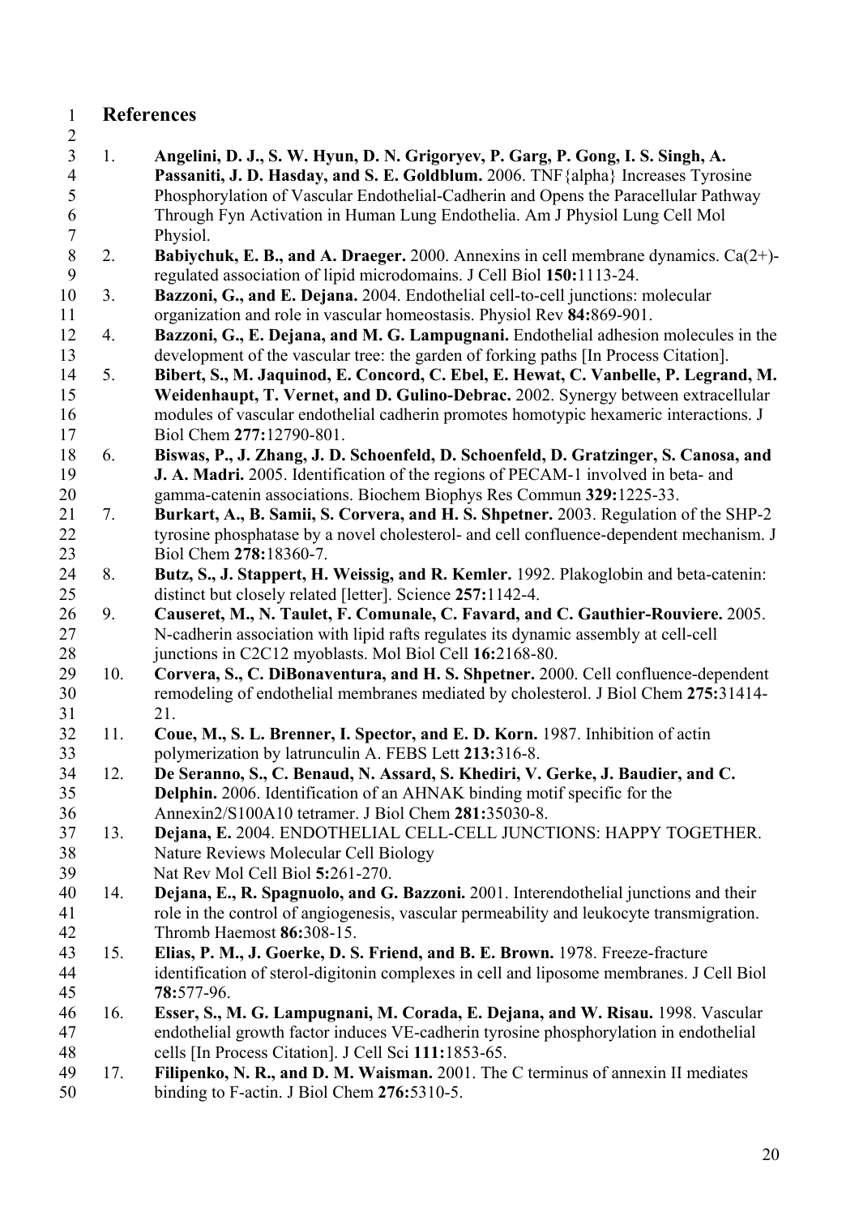# References

1. **Angelini, D. J., S. W. Hyun, D. N. Grigoryev, P. Garg, P. Gong, I. S. Singh, A. Passaniti, J. D. Hasday, and S. E. Goldblum.** 2006. TNF{alpha} Increases Tyrosine Phosphorylation of Vascular Endothelial-Cadherin and Opens the Paracellular Pathway Through Fyn Activation in Human Lung Endothelia. Am J Physiol Lung Cell Mol Physiol.
2. **Babiychuk, E. B., and A. Draeger.** 2000. Annexins in cell membrane dynamics. Ca(2+)-regulated association of lipid microdomains. J Cell Biol **150:**1113-24.
3. **Bazzoni, G., and E. Dejana.** 2004. Endothelial cell-to-cell junctions: molecular organization and role in vascular homeostasis. Physiol Rev **84:**869-901.
4. **Bazzoni, G., E. Dejana, and M. G. Lampugnani.** Endothelial adhesion molecules in the development of the vascular tree: the garden of forking paths [In Process Citation].
5. **Bibert, S., M. Jaquinod, E. Concord, C. Ebel, E. Hewat, C. Vanbelle, P. Legrand, M. Weidenhaupt, T. Vernet, and D. Gulino-Debrac.** 2002. Synergy between extracellular modules of vascular endothelial cadherin promotes homotypic hexameric interactions. J Biol Chem **277:**12790-801.
6. **Biswas, P., J. Zhang, J. D. Schoenfeld, D. Schoenfeld, D. Gratzinger, S. Canosa, and J. A. Madri.** 2005. Identification of the regions of PECAM-1 involved in beta- and gamma-catenin associations. Biochem Biophys Res Commun **329:**1225-33.
7. **Burkart, A., B. Samii, S. Corvera, and H. S. Shpetner.** 2003. Regulation of the SHP-2 tyrosine phosphatase by a novel cholesterol- and cell confluence-dependent mechanism. J Biol Chem **278:**18360-7.
8. **Butz, S., J. Stappert, H. Weissig, and R. Kemler.** 1992. Plakoglobin and beta-catenin: distinct but closely related [letter]. Science **257:**1142-4.
9. **Causeret, M., N. Taulet, F. Comunale, C. Favard, and C. Gauthier-Rouviere.** 2005. N-cadherin association with lipid rafts regulates its dynamic assembly at cell-cell junctions in C2C12 myoblasts. Mol Biol Cell **16:**2168-80.
10. **Corvera, S., C. DiBonaventura, and H. S. Shpetner.** 2000. Cell confluence-dependent remodeling of endothelial membranes mediated by cholesterol. J Biol Chem **275:**31414-21.
11. **Coue, M., S. L. Brenner, I. Spector, and E. D. Korn.** 1987. Inhibition of actin polymerization by latrunculin A. FEBS Lett **213:**316-8.
12. **De Seranno, S., C. Benaud, N. Assard, S. Khediri, V. Gerke, J. Baudier, and C. Delphin.** 2006. Identification of an AHNAK binding motif specific for the Annexin2/S100A10 tetramer. J Biol Chem **281:**35030-8.
13. **Dejana, E.** 2004. ENDOTHELIAL CELL-CELL JUNCTIONS: HAPPY TOGETHER. Nature Reviews Molecular Cell Biology
Nat Rev Mol Cell Biol **5:**261-270.
14. **Dejana, E., R. Spagnuolo, and G. Bazzoni.** 2001. Interendothelial junctions and their role in the control of angiogenesis, vascular permeability and leukocyte transmigration. Thromb Haemost **86:**308-15.
15. **Elias, P. M., J. Goerke, D. S. Friend, and B. E. Brown.** 1978. Freeze-fracture identification of sterol-digitonin complexes in cell and liposome membranes. J Cell Biol **78:**577-96.
16. **Esser, S., M. G. Lampugnani, M. Corada, E. Dejana, and W. Risau.** 1998. Vascular endothelial growth factor induces VE-cadherin tyrosine phosphorylation in endothelial cells [In Process Citation]. J Cell Sci **111:**1853-65.
17. **Filipenko, N. R., and D. M. Waisman.** 2001. The C terminus of annexin II mediates binding to F-actin. J Biol Chem **276:**5310-5.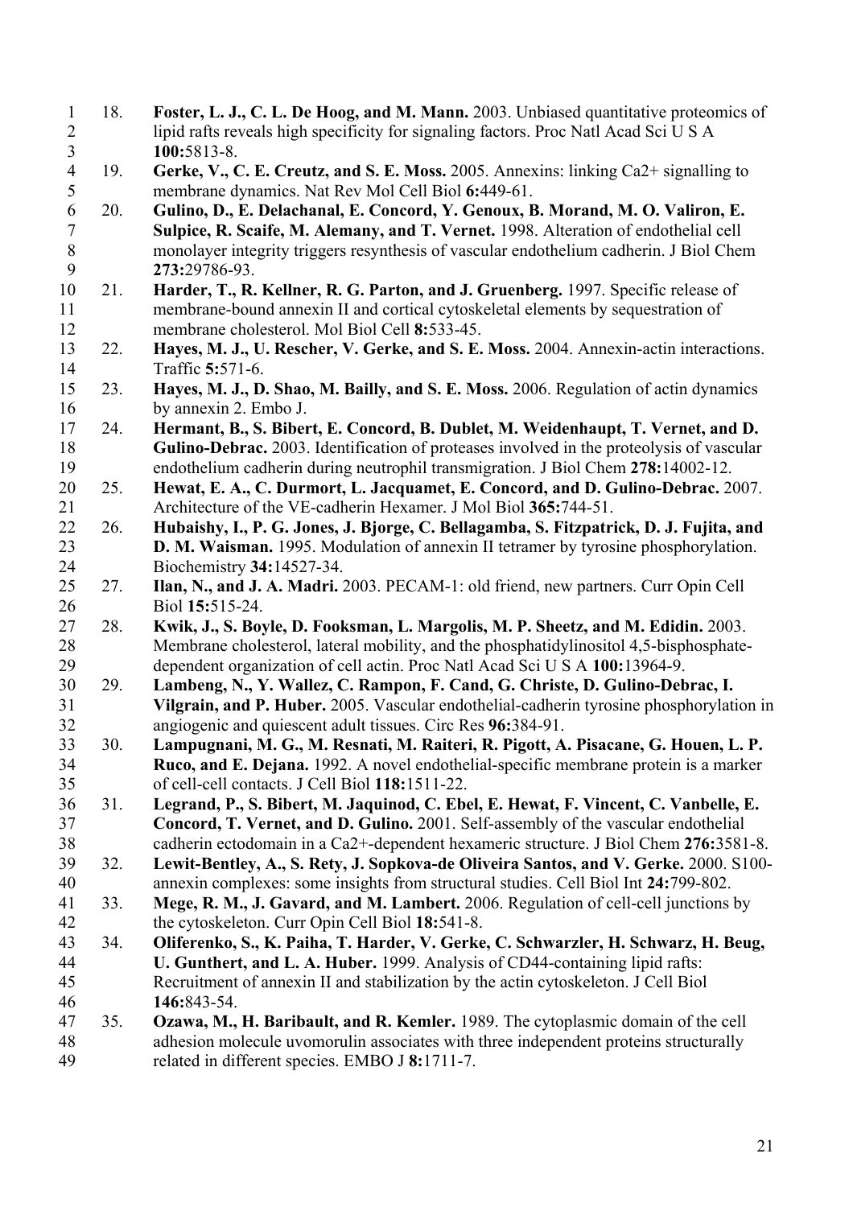18. **Foster, L. J., C. L. De Hoog, and M. Mann.** 2003. Unbiased quantitative proteomics of lipid rafts reveals high specificity for signaling factors. Proc Natl Acad Sci U S A **100:**5813-8.
19. **Gerke, V., C. E. Creutz, and S. E. Moss.** 2005. Annexins: linking Ca2+ signalling to membrane dynamics. Nat Rev Mol Cell Biol **6:**449-61.
20. **Gulino, D., E. Delachanal, E. Concord, Y. Genoux, B. Morand, M. O. Valiron, E. Sulpice, R. Scaife, M. Alemany, and T. Vernet.** 1998. Alteration of endothelial cell monolayer integrity triggers resynthesis of vascular endothelium cadherin. J Biol Chem **273:**29786-93.
21. **Harder, T., R. Kellner, R. G. Parton, and J. Gruenberg.** 1997. Specific release of membrane-bound annexin II and cortical cytoskeletal elements by sequestration of membrane cholesterol. Mol Biol Cell **8:**533-45.
22. **Hayes, M. J., U. Rescher, V. Gerke, and S. E. Moss.** 2004. Annexin-actin interactions. Traffic **5:**571-6.
23. **Hayes, M. J., D. Shao, M. Bailly, and S. E. Moss.** 2006. Regulation of actin dynamics by annexin 2. Embo J.
24. **Hermant, B., S. Bibert, E. Concord, B. Dublet, M. Weidenhaupt, T. Vernet, and D. Gulino-Debrac.** 2003. Identification of proteases involved in the proteolysis of vascular endothelium cadherin during neutrophil transmigration. J Biol Chem **278:**14002-12.
25. **Hewat, E. A., C. Durmort, L. Jacquamet, E. Concord, and D. Gulino-Debrac.** 2007. Architecture of the VE-cadherin Hexamer. J Mol Biol **365:**744-51.
26. **Hubaishy, I., P. G. Jones, J. Bjorge, C. Bellagamba, S. Fitzpatrick, D. J. Fujita, and D. M. Waisman.** 1995. Modulation of annexin II tetramer by tyrosine phosphorylation. Biochemistry **34:**14527-34.
27. **Ilan, N., and J. A. Madri.** 2003. PECAM-1: old friend, new partners. Curr Opin Cell Biol **15:**515-24.
28. **Kwik, J., S. Boyle, D. Fooksman, L. Margolis, M. P. Sheetz, and M. Edidin.** 2003. Membrane cholesterol, lateral mobility, and the phosphatidylinositol 4,5-bisphosphate-dependent organization of cell actin. Proc Natl Acad Sci U S A **100:**13964-9.
29. **Lambeng, N., Y. Wallez, C. Rampon, F. Cand, G. Christe, D. Gulino-Debrac, I. Vilgrain, and P. Huber.** 2005. Vascular endothelial-cadherin tyrosine phosphorylation in angiogenic and quiescent adult tissues. Circ Res **96:**384-91.
30. **Lampugnani, M. G., M. Resnati, M. Raiteri, R. Pigott, A. Pisacane, G. Houen, L. P. Ruco, and E. Dejana.** 1992. A novel endothelial-specific membrane protein is a marker of cell-cell contacts. J Cell Biol **118:**1511-22.
31. **Legrand, P., S. Bibert, M. Jaquinod, C. Ebel, E. Hewat, F. Vincent, C. Vanbelle, E. Concord, T. Vernet, and D. Gulino.** 2001. Self-assembly of the vascular endothelial cadherin ectodomain in a Ca2+-dependent hexameric structure. J Biol Chem **276:**3581-8.
32. **Lewit-Bentley, A., S. Rety, J. Sopkova-de Oliveira Santos, and V. Gerke.** 2000. S100-annexin complexes: some insights from structural studies. Cell Biol Int **24:**799-802.
33. **Mege, R. M., J. Gavard, and M. Lambert.** 2006. Regulation of cell-cell junctions by the cytoskeleton. Curr Opin Cell Biol **18:**541-8.
34. **Oliferenko, S., K. Paiha, T. Harder, V. Gerke, C. Schwarzler, H. Schwarz, H. Beug, U. Gunthert, and L. A. Huber.** 1999. Analysis of CD44-containing lipid rafts: Recruitment of annexin II and stabilization by the actin cytoskeleton. J Cell Biol **146:**843-54.
35. **Ozawa, M., H. Baribault, and R. Kemler.** 1989. The cytoplasmic domain of the cell adhesion molecule uvomorulin associates with three independent proteins structurally related in different species. EMBO J **8:**1711-7.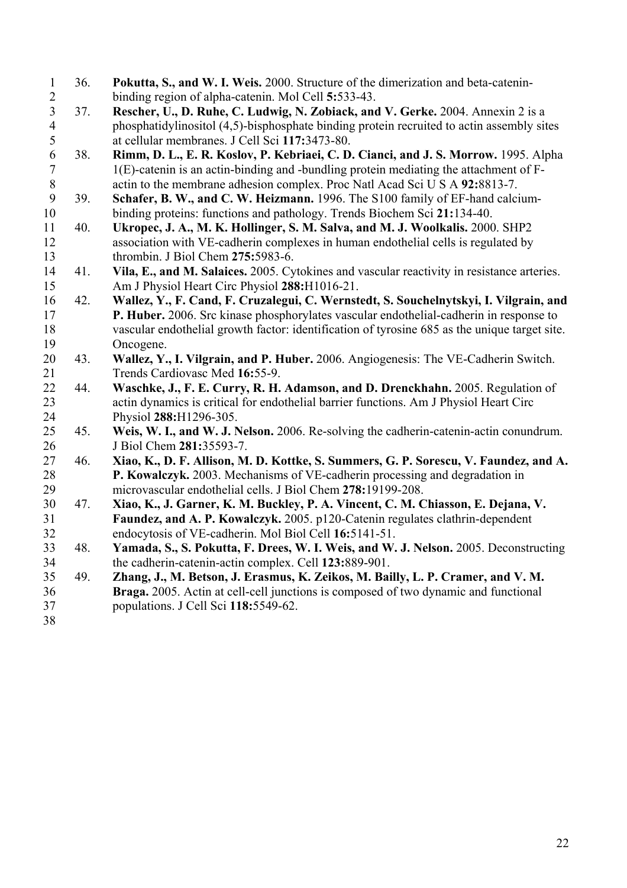36. **Pokutta, S., and W. I. Weis.** 2000. Structure of the dimerization and beta-catenin-binding region of alpha-catenin. Mol Cell **5:**533-43.
37. **Rescher, U., D. Ruhe, C. Ludwig, N. Zobiack, and V. Gerke.** 2004. Annexin 2 is a phosphatidylinositol (4,5)-bisphosphate binding protein recruited to actin assembly sites at cellular membranes. J Cell Sci **117:**3473-80.
38. **Rimm, D. L., E. R. Koslov, P. Kebriaei, C. D. Cianci, and J. S. Morrow.** 1995. Alpha 1(E)-catenin is an actin-binding and -bundling protein mediating the attachment of F-actin to the membrane adhesion complex. Proc Natl Acad Sci U S A **92:**8813-7.
39. **Schafer, B. W., and C. W. Heizmann.** 1996. The S100 family of EF-hand calcium-binding proteins: functions and pathology. Trends Biochem Sci **21:**134-40.
40. **Ukropec, J. A., M. K. Hollinger, S. M. Salva, and M. J. Woolkalis.** 2000. SHP2 association with VE-cadherin complexes in human endothelial cells is regulated by thrombin. J Biol Chem **275:**5983-6.
41. **Vila, E., and M. Salaices.** 2005. Cytokines and vascular reactivity in resistance arteries. Am J Physiol Heart Circ Physiol **288:**H1016-21.
42. **Wallez, Y., F. Cand, F. Cruzalegui, C. Wernstedt, S. Souchelnytskyi, I. Vilgrain, and P. Huber.** 2006. Src kinase phosphorylates vascular endothelial-cadherin in response to vascular endothelial growth factor: identification of tyrosine 685 as the unique target site. Oncogene.
43. **Wallez, Y., I. Vilgrain, and P. Huber.** 2006. Angiogenesis: The VE-Cadherin Switch. Trends Cardiovasc Med **16:**55-9.
44. **Waschke, J., F. E. Curry, R. H. Adamson, and D. Drenckhahn.** 2005. Regulation of actin dynamics is critical for endothelial barrier functions. Am J Physiol Heart Circ Physiol **288:**H1296-305.
45. **Weis, W. I., and W. J. Nelson.** 2006. Re-solving the cadherin-catenin-actin conundrum. J Biol Chem **281:**35593-7.
46. **Xiao, K., D. F. Allison, M. D. Kottke, S. Summers, G. P. Sorescu, V. Faundez, and A. P. Kowalczyk.** 2003. Mechanisms of VE-cadherin processing and degradation in microvascular endothelial cells. J Biol Chem **278:**19199-208.
47. **Xiao, K., J. Garner, K. M. Buckley, P. A. Vincent, C. M. Chiasson, E. Dejana, V. Faundez, and A. P. Kowalczyk.** 2005. p120-Catenin regulates clathrin-dependent endocytosis of VE-cadherin. Mol Biol Cell **16:**5141-51.
48. **Yamada, S., S. Pokutta, F. Drees, W. I. Weis, and W. J. Nelson.** 2005. Deconstructing the cadherin-catenin-actin complex. Cell **123:**889-901.
49. **Zhang, J., M. Betson, J. Erasmus, K. Zeikos, M. Bailly, L. P. Cramer, and V. M. Braga.** 2005. Actin at cell-cell junctions is composed of two dynamic and functional populations. J Cell Sci **118:**5549-62.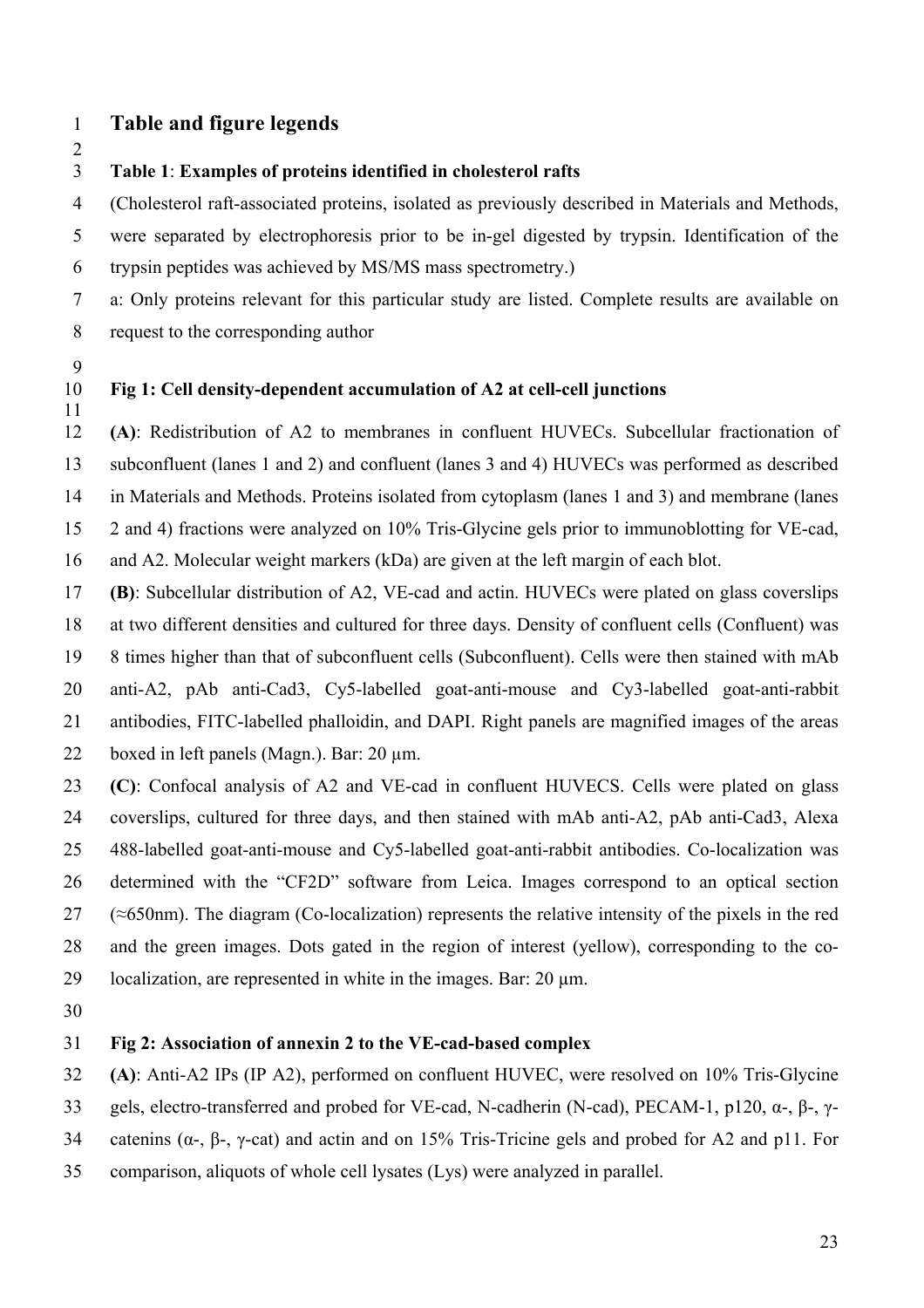# Table and figure legends

**Table 1**: **Examples of proteins identified in cholesterol rafts**

(Cholesterol raft-associated proteins, isolated as previously described in Materials and Methods, were separated by electrophoresis prior to be in-gel digested by trypsin. Identification of the trypsin peptides was achieved by MS/MS mass spectrometry.)

a: Only proteins relevant for this particular study are listed. Complete results are available on request to the corresponding author

**Fig 1: Cell density-dependent accumulation of A2 at cell-cell junctions**

**(A)**: Redistribution of A2 to membranes in confluent HUVECs. Subcellular fractionation of subconfluent (lanes 1 and 2) and confluent (lanes 3 and 4) HUVECs was performed as described in Materials and Methods. Proteins isolated from cytoplasm (lanes 1 and 3) and membrane (lanes 2 and 4) fractions were analyzed on 10% Tris-Glycine gels prior to immunoblotting for VE-cad, and A2. Molecular weight markers (kDa) are given at the left margin of each blot.

**(B)**: Subcellular distribution of A2, VE-cad and actin. HUVECs were plated on glass coverslips at two different densities and cultured for three days. Density of confluent cells (Confluent) was 8 times higher than that of subconfluent cells (Subconfluent). Cells were then stained with mAb anti-A2, pAb anti-Cad3, Cy5-labelled goat-anti-mouse and Cy3-labelled goat-anti-rabbit antibodies, FITC-labelled phalloidin, and DAPI. Right panels are magnified images of the areas boxed in left panels (Magn.). Bar: 20 µm.

**(C)**: Confocal analysis of A2 and VE-cad in confluent HUVECS. Cells were plated on glass coverslips, cultured for three days, and then stained with mAb anti-A2, pAb anti-Cad3, Alexa 488-labelled goat-anti-mouse and Cy5-labelled goat-anti-rabbit antibodies. Co-localization was determined with the "CF2D" software from Leica. Images correspond to an optical section (≈650nm). The diagram (Co-localization) represents the relative intensity of the pixels in the red and the green images. Dots gated in the region of interest (yellow), corresponding to the co-localization, are represented in white in the images. Bar: 20 µm.

**Fig 2: Association of annexin 2 to the VE-cad-based complex**

**(A)**: Anti-A2 IPs (IP A2), performed on confluent HUVEC, were resolved on 10% Tris-Glycine gels, electro-transferred and probed for VE-cad, N-cadherin (N-cad), PECAM-1, p120, α-, β-, γ-catenins (α-, β-, γ-cat) and actin and on 15% Tris-Tricine gels and probed for A2 and p11. For comparison, aliquots of whole cell lysates (Lys) were analyzed in parallel.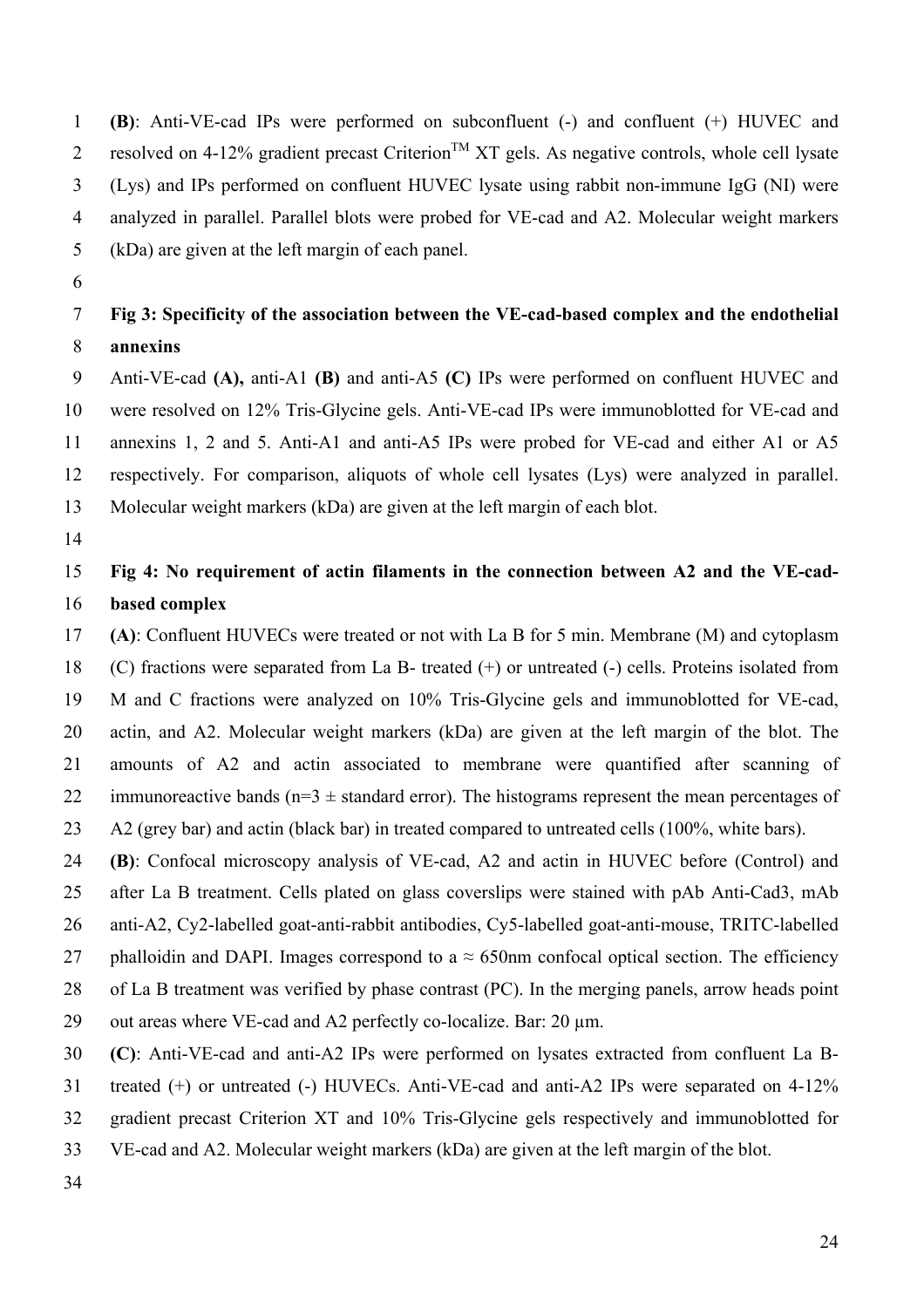**(B)**: Anti-VE-cad IPs were performed on subconfluent (-) and confluent (+) HUVEC and resolved on 4-12% gradient precast Criterion$^{TM}$ XT gels. As negative controls, whole cell lysate (Lys) and IPs performed on confluent HUVEC lysate using rabbit non-immune IgG (NI) were analyzed in parallel. Parallel blots were probed for VE-cad and A2. Molecular weight markers (kDa) are given at the left margin of each panel.

**Fig 3: Specificity of the association between the VE-cad-based complex and the endothelial annexins**

Anti-VE-cad **(A),** anti-A1 **(B)** and anti-A5 **(C)** IPs were performed on confluent HUVEC and were resolved on 12% Tris-Glycine gels. Anti-VE-cad IPs were immunoblotted for VE-cad and annexins 1, 2 and 5. Anti-A1 and anti-A5 IPs were probed for VE-cad and either A1 or A5 respectively. For comparison, aliquots of whole cell lysates (Lys) were analyzed in parallel. Molecular weight markers (kDa) are given at the left margin of each blot.

**Fig 4: No requirement of actin filaments in the connection between A2 and the VE-cad-based complex**

**(A)**: Confluent HUVECs were treated or not with La B for 5 min. Membrane (M) and cytoplasm (C) fractions were separated from La B- treated (+) or untreated (-) cells. Proteins isolated from M and C fractions were analyzed on 10% Tris-Glycine gels and immunoblotted for VE-cad, actin, and A2. Molecular weight markers (kDa) are given at the left margin of the blot. The amounts of A2 and actin associated to membrane were quantified after scanning of immunoreactive bands ($n=3 \pm$ standard error). The histograms represent the mean percentages of A2 (grey bar) and actin (black bar) in treated compared to untreated cells (100%, white bars).

**(B)**: Confocal microscopy analysis of VE-cad, A2 and actin in HUVEC before (Control) and after La B treatment. Cells plated on glass coverslips were stained with pAb Anti-Cad3, mAb anti-A2, Cy2-labelled goat-anti-rabbit antibodies, Cy5-labelled goat-anti-mouse, TRITC-labelled phalloidin and DAPI. Images correspond to a $\approx$ 650nm confocal optical section. The efficiency of La B treatment was verified by phase contrast (PC). In the merging panels, arrow heads point out areas where VE-cad and A2 perfectly co-localize. Bar: 20 µm.

**(C)**: Anti-VE-cad and anti-A2 IPs were performed on lysates extracted from confluent La B-treated (+) or untreated (-) HUVECs. Anti-VE-cad and anti-A2 IPs were separated on 4-12% gradient precast Criterion XT and 10% Tris-Glycine gels respectively and immunoblotted for VE-cad and A2. Molecular weight markers (kDa) are given at the left margin of the blot.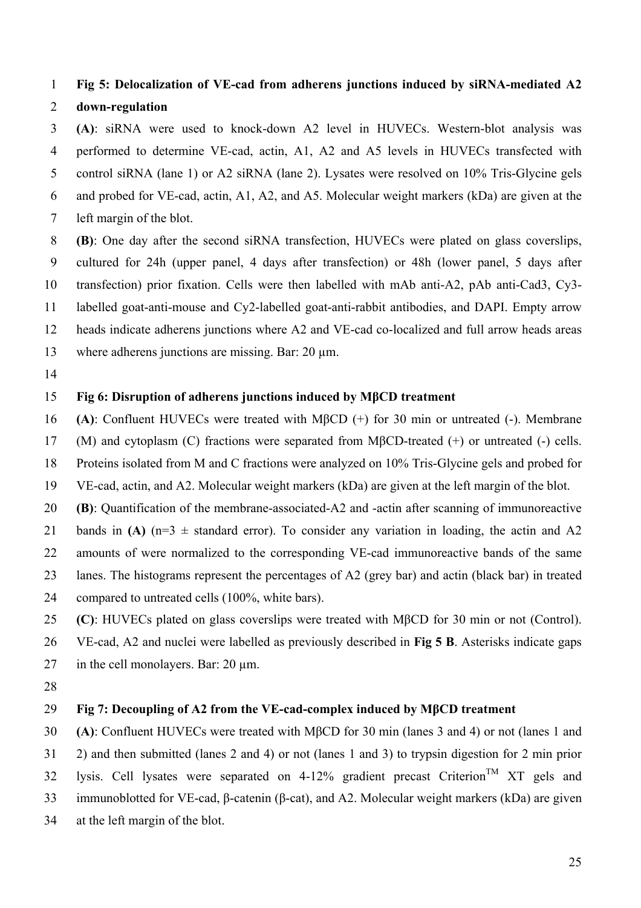**Fig 5: Delocalization of VE-cad from adherens junctions induced by siRNA-mediated A2 down-regulation**

**(A)**: siRNA were used to knock-down A2 level in HUVECs. Western-blot analysis was performed to determine VE-cad, actin, A1, A2 and A5 levels in HUVECs transfected with control siRNA (lane 1) or A2 siRNA (lane 2). Lysates were resolved on 10% Tris-Glycine gels and probed for VE-cad, actin, A1, A2, and A5. Molecular weight markers (kDa) are given at the left margin of the blot.

**(B)**: One day after the second siRNA transfection, HUVECs were plated on glass coverslips, cultured for 24h (upper panel, 4 days after transfection) or 48h (lower panel, 5 days after transfection) prior fixation. Cells were then labelled with mAb anti-A2, pAb anti-Cad3, Cy3-labelled goat-anti-mouse and Cy2-labelled goat-anti-rabbit antibodies, and DAPI. Empty arrow heads indicate adherens junctions where A2 and VE-cad co-localized and full arrow heads areas where adherens junctions are missing. Bar: 20 µm.

**Fig 6: Disruption of adherens junctions induced by MβCD treatment**

**(A)**: Confluent HUVECs were treated with MβCD (+) for 30 min or untreated (-). Membrane (M) and cytoplasm (C) fractions were separated from MβCD-treated (+) or untreated (-) cells. Proteins isolated from M and C fractions were analyzed on 10% Tris-Glycine gels and probed for VE-cad, actin, and A2. Molecular weight markers (kDa) are given at the left margin of the blot.

**(B)**: Quantification of the membrane-associated-A2 and -actin after scanning of immunoreactive bands in **(A)** (n=3 ± standard error). To consider any variation in loading, the actin and A2 amounts of were normalized to the corresponding VE-cad immunoreactive bands of the same lanes. The histograms represent the percentages of A2 (grey bar) and actin (black bar) in treated compared to untreated cells (100%, white bars).

**(C)**: HUVECs plated on glass coverslips were treated with MβCD for 30 min or not (Control). VE-cad, A2 and nuclei were labelled as previously described in **Fig 5 B**. Asterisks indicate gaps in the cell monolayers. Bar: 20 µm.

**Fig 7: Decoupling of A2 from the VE-cad-complex induced by MβCD treatment**

**(A)**: Confluent HUVECs were treated with MβCD for 30 min (lanes 3 and 4) or not (lanes 1 and 2) and then submitted (lanes 2 and 4) or not (lanes 1 and 3) to trypsin digestion for 2 min prior lysis. Cell lysates were separated on 4-12% gradient precast Criterion™ XT gels and immunoblotted for VE-cad, β-catenin (β-cat), and A2. Molecular weight markers (kDa) are given at the left margin of the blot.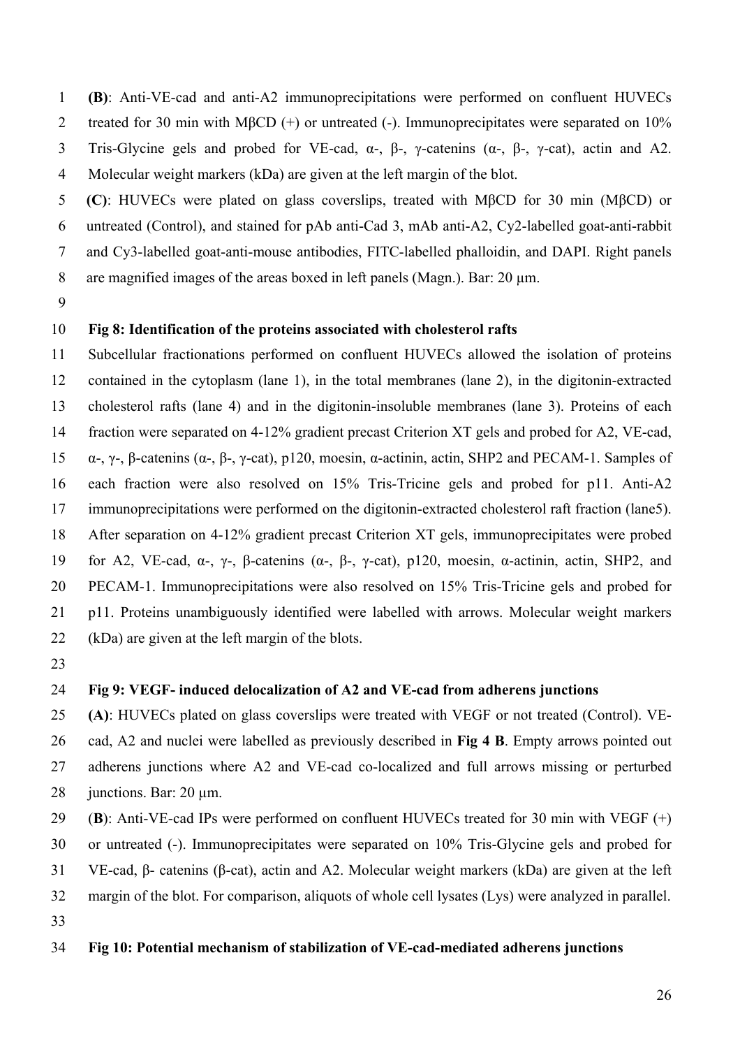**(B)**: Anti-VE-cad and anti-A2 immunoprecipitations were performed on confluent HUVECs treated for 30 min with MβCD (+) or untreated (-). Immunoprecipitates were separated on 10% Tris-Glycine gels and probed for VE-cad, α-, β-, γ-catenins (α-, β-, γ-cat), actin and A2. Molecular weight markers (kDa) are given at the left margin of the blot.

**(C)**: HUVECs were plated on glass coverslips, treated with MβCD for 30 min (MβCD) or untreated (Control), and stained for pAb anti-Cad 3, mAb anti-A2, Cy2-labelled goat-anti-rabbit and Cy3-labelled goat-anti-mouse antibodies, FITC-labelled phalloidin, and DAPI. Right panels are magnified images of the areas boxed in left panels (Magn.). Bar: 20 μm.

**Fig 8: Identification of the proteins associated with cholesterol rafts**

Subcellular fractionations performed on confluent HUVECs allowed the isolation of proteins contained in the cytoplasm (lane 1), in the total membranes (lane 2), in the digitonin-extracted cholesterol rafts (lane 4) and in the digitonin-insoluble membranes (lane 3). Proteins of each fraction were separated on 4-12% gradient precast Criterion XT gels and probed for A2, VE-cad, α-, γ-, β-catenins (α-, β-, γ-cat), p120, moesin, α-actinin, actin, SHP2 and PECAM-1. Samples of each fraction were also resolved on 15% Tris-Tricine gels and probed for p11. Anti-A2 immunoprecipitations were performed on the digitonin-extracted cholesterol raft fraction (lane5). After separation on 4-12% gradient precast Criterion XT gels, immunoprecipitates were probed for A2, VE-cad, α-, γ-, β-catenins (α-, β-, γ-cat), p120, moesin, α-actinin, actin, SHP2, and PECAM-1. Immunoprecipitations were also resolved on 15% Tris-Tricine gels and probed for p11. Proteins unambiguously identified were labelled with arrows. Molecular weight markers (kDa) are given at the left margin of the blots.

**Fig 9: VEGF- induced delocalization of A2 and VE-cad from adherens junctions**

**(A)**: HUVECs plated on glass coverslips were treated with VEGF or not treated (Control). VE-cad, A2 and nuclei were labelled as previously described in **Fig 4 B**. Empty arrows pointed out adherens junctions where A2 and VE-cad co-localized and full arrows missing or perturbed junctions. Bar: 20 μm.

(**B**): Anti-VE-cad IPs were performed on confluent HUVECs treated for 30 min with VEGF (+) or untreated (-). Immunoprecipitates were separated on 10% Tris-Glycine gels and probed for VE-cad, β- catenins (β-cat), actin and A2. Molecular weight markers (kDa) are given at the left margin of the blot. For comparison, aliquots of whole cell lysates (Lys) were analyzed in parallel.

**Fig 10: Potential mechanism of stabilization of VE-cad-mediated adherens junctions**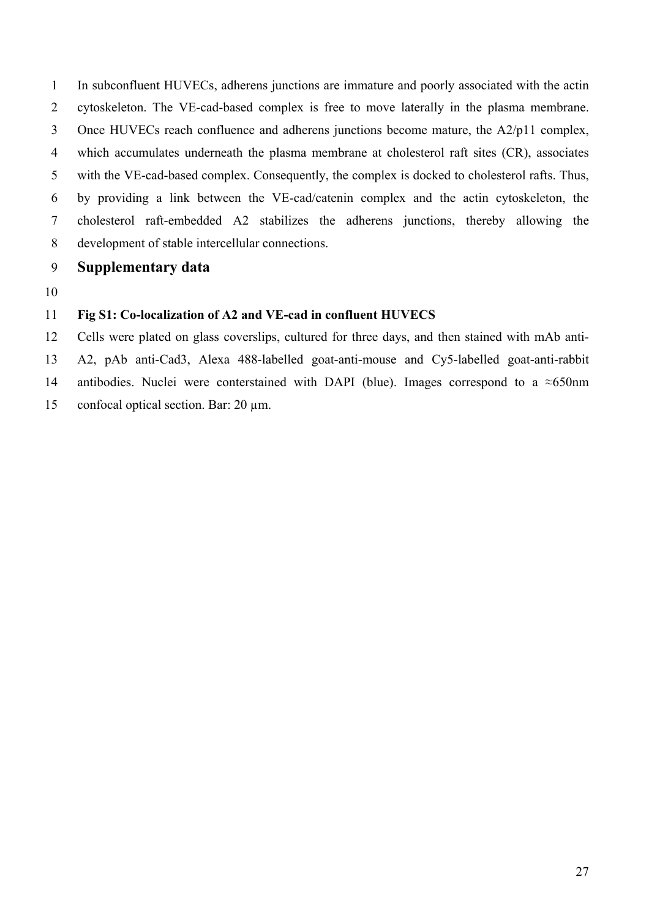In subconfluent HUVECs, adherens junctions are immature and poorly associated with the actin cytoskeleton. The VE-cad-based complex is free to move laterally in the plasma membrane. Once HUVECs reach confluence and adherens junctions become mature, the A2/p11 complex, which accumulates underneath the plasma membrane at cholesterol raft sites (CR), associates with the VE-cad-based complex. Consequently, the complex is docked to cholesterol rafts. Thus, by providing a link between the VE-cad/catenin complex and the actin cytoskeleton, the cholesterol raft-embedded A2 stabilizes the adherens junctions, thereby allowing the development of stable intercellular connections.

## Supplementary data

**Fig S1: Co-localization of A2 and VE-cad in confluent HUVECS**

Cells were plated on glass coverslips, cultured for three days, and then stained with mAb anti-A2, pAb anti-Cad3, Alexa 488-labelled goat-anti-mouse and Cy5-labelled goat-anti-rabbit antibodies. Nuclei were conterstained with DAPI (blue). Images correspond to a ≈650nm confocal optical section. Bar: 20 µm.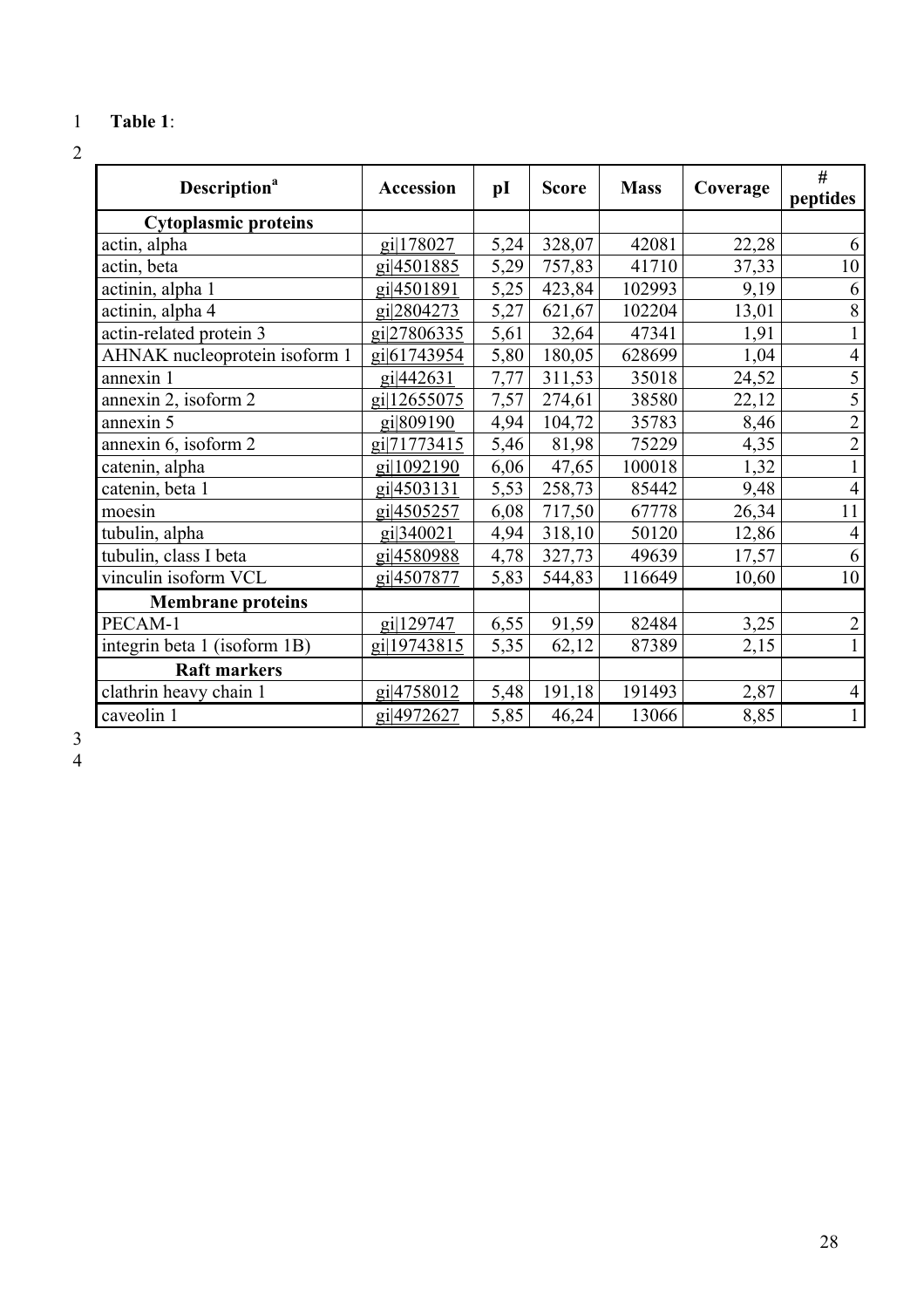**Table 1**:

| Description[a] | Accession | pI | Score | Mass | Coverage | # peptides |
|---|---|---|---|---|---|---|
| **Cytoplasmic proteins** | | | | | | |
| actin, alpha | gi\|178027 | 5,24 | 328,07 | 42081 | 22,28 | 6 |
| actin, beta | gi\|4501885 | 5,29 | 757,83 | 41710 | 37,33 | 10 |
| actinin, alpha 1 | gi\|4501891 | 5,25 | 423,84 | 102993 | 9,19 | 6 |
| actinin, alpha 4 | gi\|2804273 | 5,27 | 621,67 | 102204 | 13,01 | 8 |
| actin-related protein 3 | gi\|27806335 | 5,61 | 32,64 | 47341 | 1,91 | 1 |
| AHNAK nucleoprotein isoform 1 | gi\|61743954 | 5,80 | 180,05 | 628699 | 1,04 | 4 |
| annexin 1 | gi\|442631 | 7,77 | 311,53 | 35018 | 24,52 | 5 |
| annexin 2, isoform 2 | gi\|12655075 | 7,57 | 274,61 | 38580 | 22,12 | 5 |
| annexin 5 | gi\|809190 | 4,94 | 104,72 | 35783 | 8,46 | 2 |
| annexin 6, isoform 2 | gi\|71773415 | 5,46 | 81,98 | 75229 | 4,35 | 2 |
| catenin, alpha | gi\|1092190 | 6,06 | 47,65 | 100018 | 1,32 | 1 |
| catenin, beta 1 | gi\|4503131 | 5,53 | 258,73 | 85442 | 9,48 | 4 |
| moesin | gi\|4505257 | 6,08 | 717,50 | 67778 | 26,34 | 11 |
| tubulin, alpha | gi\|340021 | 4,94 | 318,10 | 50120 | 12,86 | 4 |
| tubulin, class I beta | gi\|4580988 | 4,78 | 327,73 | 49639 | 17,57 | 6 |
| vinculin isoform VCL | gi\|4507877 | 5,83 | 544,83 | 116649 | 10,60 | 10 |
| **Membrane proteins** | | | | | | |
| PECAM-1 | gi\|129747 | 6,55 | 91,59 | 82484 | 3,25 | 2 |
| integrin beta 1 (isoform 1B) | gi\|19743815 | 5,35 | 62,12 | 87389 | 2,15 | 1 |
| **Raft markers** | | | | | | |
| clathrin heavy chain 1 | gi\|4758012 | 5,48 | 191,18 | 191493 | 2,87 | 4 |
| caveolin 1 | gi\|4972627 | 5,85 | 46,24 | 13066 | 8,85 | 1 |